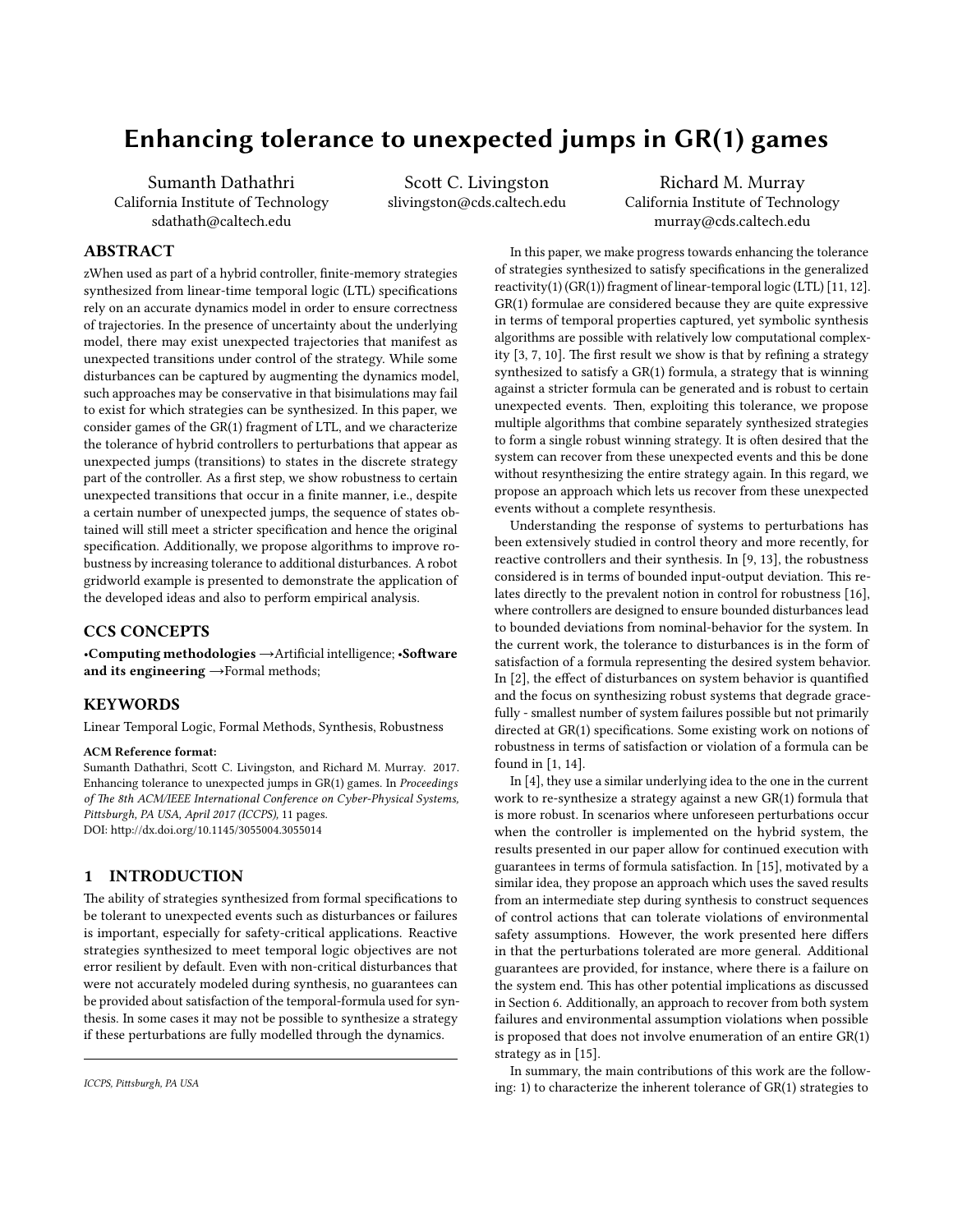# Enhancing tolerance to unexpected jumps in GR(1) games

Sumanth Dathathri
California Institute of Technology
sdathath@caltech.edu

Scott C. Livingston
slivingston@cds.caltech.edu

Richard M. Murray
California Institute of Technology
murray@cds.caltech.edu

## ABSTRACT

zWhen used as part of a hybrid controller, finite-memory strategies synthesized from linear-time temporal logic (LTL) specifications rely on an accurate dynamics model in order to ensure correctness of trajectories. In the presence of uncertainty about the underlying model, there may exist unexpected trajectories that manifest as unexpected transitions under control of the strategy. While some disturbances can be captured by augmenting the dynamics model, such approaches may be conservative in that bisimulations may fail to exist for which strategies can be synthesized. In this paper, we consider games of the GR(1) fragment of LTL, and we characterize the tolerance of hybrid controllers to perturbations that appear as unexpected jumps (transitions) to states in the discrete strategy part of the controller. As a first step, we show robustness to certain unexpected transitions that occur in a finite manner, i.e., despite a certain number of unexpected jumps, the sequence of states obtained will still meet a stricter specification and hence the original specification. Additionally, we propose algorithms to improve robustness by increasing tolerance to additional disturbances. A robot gridworld example is presented to demonstrate the application of the developed ideas and also to perform empirical analysis.

## CCS CONCEPTS

•**Computing methodologies** →Artificial intelligence; •**Software and its engineering** →Formal methods;

## KEYWORDS

Linear Temporal Logic, Formal Methods, Synthesis, Robustness

**ACM Reference format:**
Sumanth Dathathri, Scott C. Livingston, and Richard M. Murray. 2017. Enhancing tolerance to unexpected jumps in GR(1) games. In *Proceedings of The 8th ACM/IEEE International Conference on Cyber-Physical Systems, Pittsburgh, PA USA, April 2017 (ICCPS),* 11 pages.
DOI: http://dx.doi.org/10.1145/3055004.3055014

## 1 INTRODUCTION

The ability of strategies synthesized from formal specifications to be tolerant to unexpected events such as disturbances or failures is important, especially for safety-critical applications. Reactive strategies synthesized to meet temporal logic objectives are not error resilient by default. Even with non-critical disturbances that were not accurately modeled during synthesis, no guarantees can be provided about satisfaction of the temporal-formula used for synthesis. In some cases it may not be possible to synthesize a strategy if these perturbations are fully modelled through the dynamics.

In this paper, we make progress towards enhancing the tolerance of strategies synthesized to satisfy specifications in the generalized reactivity(1) (GR(1)) fragment of linear-temporal logic (LTL) [11, 12]. GR(1) formulae are considered because they are quite expressive in terms of temporal properties captured, yet symbolic synthesis algorithms are possible with relatively low computational complexity [3, 7, 10]. The first result we show is that by refining a strategy synthesized to satisfy a GR(1) formula, a strategy that is winning against a stricter formula can be generated and is robust to certain unexpected events. Then, exploiting this tolerance, we propose multiple algorithms that combine separately synthesized strategies to form a single robust winning strategy. It is often desired that the system can recover from these unexpected events and this be done without resynthesizing the entire strategy again. In this regard, we propose an approach which lets us recover from these unexpected events without a complete resynthesis.

Understanding the response of systems to perturbations has been extensively studied in control theory and more recently, for reactive controllers and their synthesis. In [9, 13], the robustness considered is in terms of bounded input-output deviation. This relates directly to the prevalent notion in control for robustness [16], where controllers are designed to ensure bounded disturbances lead to bounded deviations from nominal-behavior for the system. In the current work, the tolerance to disturbances is in the form of satisfaction of a formula representing the desired system behavior. In [2], the effect of disturbances on system behavior is quantified and the focus on synthesizing robust systems that degrade gracefully - smallest number of system failures possible but not primarily directed at GR(1) specifications. Some existing work on notions of robustness in terms of satisfaction or violation of a formula can be found in [1, 14].

In [4], they use a similar underlying idea to the one in the current work to re-synthesize a strategy against a new GR(1) formula that is more robust. In scenarios where unforeseen perturbations occur when the controller is implemented on the hybrid system, the results presented in our paper allow for continued execution with guarantees in terms of formula satisfaction. In [15], motivated by a similar idea, they propose an approach which uses the saved results from an intermediate step during synthesis to construct sequences of control actions that can tolerate violations of environmental safety assumptions. However, the work presented here differs in that the perturbations tolerated are more general. Additional guarantees are provided, for instance, where there is a failure on the system end. This has other potential implications as discussed in Section 6. Additionally, an approach to recover from both system failures and environmental assumption violations when possible is proposed that does not involve enumeration of an entire GR(1) strategy as in [15].

In summary, the main contributions of this work are the following: 1) to characterize the inherent tolerance of GR(1) strategies to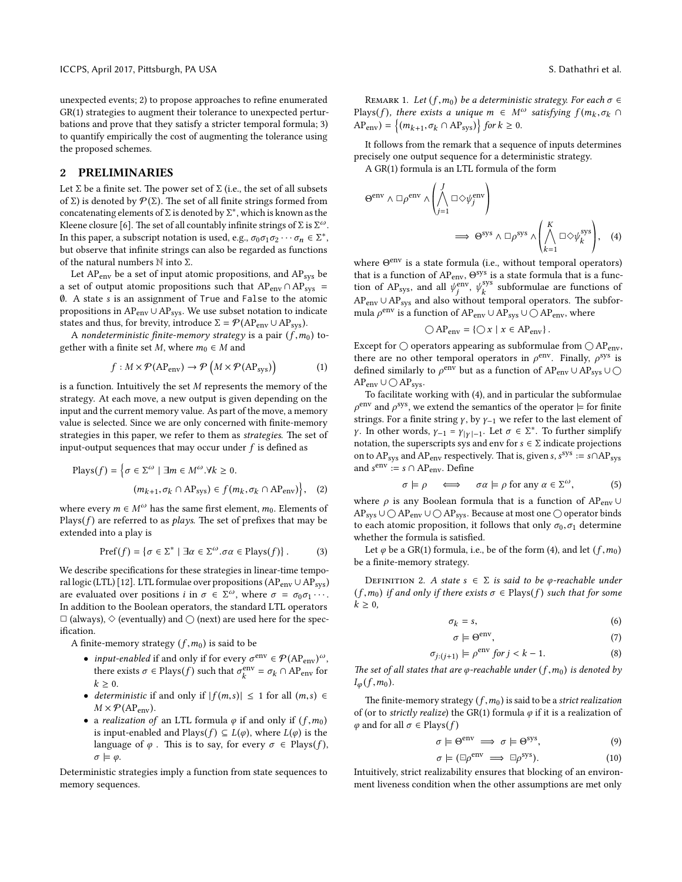unexpected events; 2) to propose approaches to refine enumerated GR(1) strategies to augment their tolerance to unexpected perturbations and prove that they satisfy a stricter temporal formula; 3) to quantify empirically the cost of augmenting the tolerance using the proposed schemes.

## 2 PRELIMINARIES

Let $\Sigma$ be a finite set. The power set of $\Sigma$ (i.e., the set of all subsets of $\Sigma$) is denoted by $\mathcal{P}(\Sigma)$. The set of all finite strings formed from concatenating elements of $\Sigma$ is denoted by $\Sigma^*$, which is known as the Kleene closure [6]. The set of all countably infinite strings of $\Sigma$ is $\Sigma^\omega$. In this paper, a subscript notation is used, e.g., $\sigma_0\sigma_1\sigma_2\cdots\sigma_n \in \Sigma^*$, but observe that infinite strings can also be regarded as functions of the natural numbers $\mathbb{N}$ into $\Sigma$.

Let $\mathrm{AP_{env}}$ be a set of input atomic propositions, and $\mathrm{AP_{sys}}$ be a set of output atomic propositions such that $\mathrm{AP_{env}} \cap \mathrm{AP_{sys}} = \emptyset$. A state $s$ is an assignment of `True` and `False` to the atomic propositions in $\mathrm{AP_{env}} \cup \mathrm{AP_{sys}}$. We use subset notation to indicate states and thus, for brevity, introduce $\Sigma = \mathcal{P}(\mathrm{AP_{env}} \cup \mathrm{AP_{sys}})$.

A *nondeterministic finite-memory strategy* is a pair $(f, m_0)$ together with a finite set $M$, where $m_0 \in M$ and

$$f : M \times \mathcal{P}(\mathrm{AP_{env}}) \to \mathcal{P}\left(M \times \mathcal{P}(\mathrm{AP_{sys}})\right) \tag{1}$$

is a function. Intuitively the set $M$ represents the memory of the strategy. At each move, a new output is given depending on the input and the current memory value. As part of the move, a memory value is selected. Since we are only concerned with finite-memory strategies in this paper, we refer to them as *strategies*. The set of input-output sequences that may occur under $f$ is defined as

$$\mathrm{Plays}(f) = \Big\{\sigma \in \Sigma^\omega \mid \exists m \in M^\omega. \forall k \geq 0. \\ (m_{k+1}, \sigma_k \cap \mathrm{AP_{sys}}) \in f(m_k, \sigma_k \cap \mathrm{AP_{env}})\Big\}, \tag{2}$$

where every $m \in M^\omega$ has the same first element, $m_0$. Elements of $\mathrm{Plays}(f)$ are referred to as *plays*. The set of prefixes that may be extended into a play is

$$\mathrm{Pref}(f) = \{\sigma \in \Sigma^* \mid \exists \alpha \in \Sigma^\omega . \sigma\alpha \in \mathrm{Plays}(f)\}. \tag{3}$$

We describe specifications for these strategies in linear-time temporal logic (LTL) [12]. LTL formulae over propositions $(\mathrm{AP_{env}} \cup \mathrm{AP_{sys}})$ are evaluated over positions $i$ in $\sigma \in \Sigma^\omega$, where $\sigma = \sigma_0\sigma_1\cdots$. In addition to the Boolean operators, the standard LTL operators $\Box$ (always), $\Diamond$ (eventually) and $\bigcirc$ (next) are used here for the specification.

A finite-memory strategy $(f, m_0)$ is said to be

- *input-enabled* if and only if for every $\sigma^{\mathrm{env}} \in \mathcal{P}(\mathrm{AP_{env}})^\omega$, there exists $\sigma \in \mathrm{Plays}(f)$ such that $\sigma^{\mathrm{env}}_k = \sigma_k \cap \mathrm{AP_{env}}$ for $k \geq 0$.
- *deterministic* if and only if $|f(m, s)| \leq 1$ for all $(m, s) \in M \times \mathcal{P}(\mathrm{AP_{env}})$.
- a *realization of* an LTL formula $\varphi$ if and only if $(f, m_0)$ is input-enabled and $\mathrm{Plays}(f) \subseteq L(\varphi)$, where $L(\varphi)$ is the language of $\varphi$. This is to say, for every $\sigma \in \mathrm{Plays}(f)$, $\sigma \models \varphi$.

Deterministic strategies imply a function from state sequences to memory sequences.

Remark 1. *Let $(f, m_0)$ be a deterministic strategy. For each $\sigma \in \mathrm{Plays}(f)$, there exists a unique $m \in M^\omega$ satisfying $f(m_k, \sigma_k \cap \mathrm{AP_{env}}) = \{(m_{k+1}, \sigma_k \cap \mathrm{AP_{sys}})\}$ for $k \geq 0$.*

It follows from the remark that a sequence of inputs determines precisely one output sequence for a deterministic strategy.

A GR(1) formula is an LTL formula of the form

$$\Theta^{\mathrm{env}} \wedge \Box\rho^{\mathrm{env}} \wedge \left(\bigwedge_{j=1}^{J} \Box\Diamond\psi_j^{\mathrm{env}}\right) \\ \implies \Theta^{\mathrm{sys}} \wedge \Box\rho^{\mathrm{sys}} \wedge \left(\bigwedge_{k=1}^{K} \Box\Diamond\psi_k^{\mathrm{sys}}\right), \tag{4}$$

where $\Theta^{\mathrm{env}}$ is a state formula (i.e., without temporal operators) that is a function of $\mathrm{AP_{env}}$, $\Theta^{\mathrm{sys}}$ is a state formula that is a function of $\mathrm{AP_{sys}}$, and all $\psi_j^{\mathrm{env}}$, $\psi_k^{\mathrm{sys}}$ subformulae are functions of $\mathrm{AP_{env}} \cup \mathrm{AP_{sys}}$ and also without temporal operators. The subformula $\rho^{\mathrm{env}}$ is a function of $\mathrm{AP_{env}} \cup \mathrm{AP_{sys}} \cup \bigcirc\mathrm{AP_{env}}$, where

$$\bigcirc\mathrm{AP_{env}} = \{\bigcirc x \mid x \in \mathrm{AP_{env}}\}.$$

Except for $\bigcirc$ operators appearing as subformulae from $\bigcirc\mathrm{AP_{env}}$, there are no other temporal operators in $\rho^{\mathrm{env}}$. Finally, $\rho^{\mathrm{sys}}$ is defined similarly to $\rho^{\mathrm{env}}$ but as a function of $\mathrm{AP_{env}} \cup \mathrm{AP_{sys}} \cup \bigcirc\mathrm{AP_{env}} \cup \bigcirc\mathrm{AP_{sys}}$.

To facilitate working with (4), and in particular the subformulae $\rho^{\mathrm{env}}$ and $\rho^{\mathrm{sys}}$, we extend the semantics of the operator $\models$ for finite strings. For a finite string $\gamma$, by $\gamma_{-1}$ we refer to the last element of $\gamma$. In other words, $\gamma_{-1} = \gamma_{|\gamma|-1}$. Let $\sigma \in \Sigma^*$. To further simplify notation, the superscripts sys and env for $s \in \Sigma$ indicate projections on to $\mathrm{AP_{sys}}$ and $\mathrm{AP_{env}}$ respectively. That is, given $s$, $s^{\mathrm{sys}} := s \cap \mathrm{AP_{sys}}$ and $s^{\mathrm{env}} := s \cap \mathrm{AP_{env}}$. Define

$$\sigma \models \rho \iff \sigma\alpha \models \rho \text{ for any } \alpha \in \Sigma^\omega, \tag{5}$$

where $\rho$ is any Boolean formula that is a function of $\mathrm{AP_{env}} \cup \mathrm{AP_{sys}} \cup \bigcirc\mathrm{AP_{env}} \cup \bigcirc\mathrm{AP_{sys}}$. Because at most one $\bigcirc$ operator binds to each atomic proposition, it follows that only $\sigma_0, \sigma_1$ determine whether the formula is satisfied.

Let $\varphi$ be a GR(1) formula, i.e., be of the form (4), and let $(f, m_0)$ be a finite-memory strategy.

Definition 2. *A state $s \in \Sigma$ is said to be $\varphi$-reachable under $(f, m_0)$ if and only if there exists $\sigma \in \mathrm{Plays}(f)$ such that for some $k \geq 0$,*

$$\sigma_k = s, \tag{6}$$

$$\sigma \models \Theta^{\mathrm{env}}, \tag{7}$$

$$\sigma_{j:(j+1)} \models \rho^{\mathrm{env}} \text{ for } j < k-1. \tag{8}$$

*The set of all states that are $\varphi$-reachable under $(f, m_0)$ is denoted by $I_\varphi(f, m_0)$.*

The finite-memory strategy $(f, m_0)$ is said to be a *strict realization* of (or to *strictly realize*) the GR(1) formula $\varphi$ if it is a realization of $\varphi$ and for all $\sigma \in \mathrm{Plays}(f)$

$$\sigma \models \Theta^{\mathrm{env}} \implies \sigma \models \Theta^{\mathrm{sys}}, \tag{9}$$

$$\sigma \models (\boxminus\rho^{\mathrm{env}} \implies \boxminus\rho^{\mathrm{sys}}). \tag{10}$$

Intuitively, strict realizability ensures that blocking of an environment liveness condition when the other assumptions are met only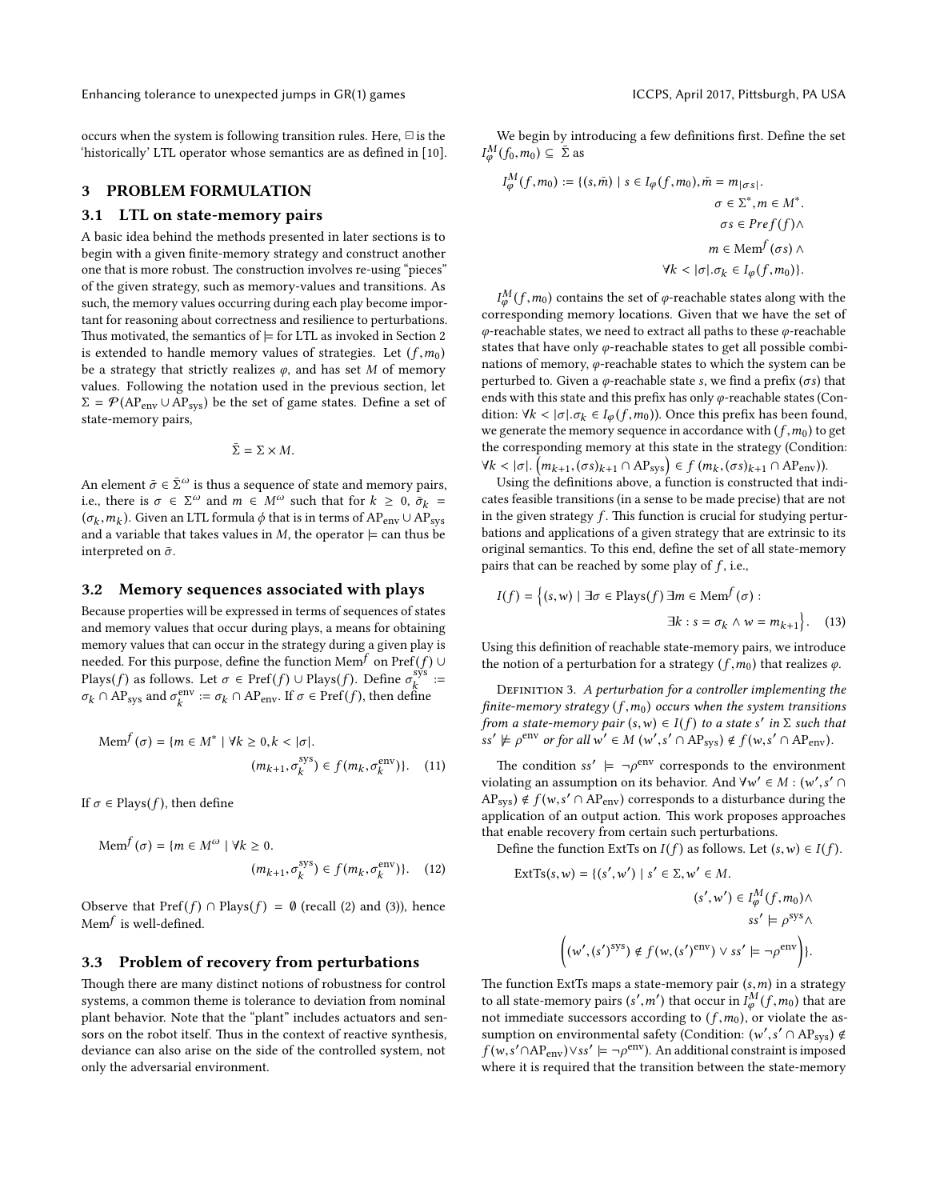occurs when the system is following transition rules. Here, $\boxminus$ is the 'historically' LTL operator whose semantics are as defined in [10].

## 3 PROBLEM FORMULATION

### 3.1 LTL on state-memory pairs

A basic idea behind the methods presented in later sections is to begin with a given finite-memory strategy and construct another one that is more robust. The construction involves re-using "pieces" of the given strategy, such as memory-values and transitions. As such, the memory values occurring during each play become important for reasoning about correctness and resilience to perturbations. Thus motivated, the semantics of $\models$ for LTL as invoked in Section 2 is extended to handle memory values of strategies. Let $(f, m_0)$ be a strategy that strictly realizes $\varphi$, and has set $M$ of memory values. Following the notation used in the previous section, let $\Sigma = \mathcal{P}(\mathrm{AP}_{\mathrm{env}} \cup \mathrm{AP}_{\mathrm{sys}})$ be the set of game states. Define a set of state-memory pairs,

$$\bar{\Sigma} = \Sigma \times M.$$

An element $\bar{\sigma} \in \bar{\Sigma}^{\omega}$ is thus a sequence of state and memory pairs, i.e., there is $\sigma \in \Sigma^{\omega}$ and $m \in M^{\omega}$ such that for $k \geq 0$, $\bar{\sigma}_k = (\sigma_k, m_k)$. Given an LTL formula $\phi$ that is in terms of $\mathrm{AP}_{\mathrm{env}} \cup \mathrm{AP}_{\mathrm{sys}}$ and a variable that takes values in $M$, the operator $\models$ can thus be interpreted on $\bar{\sigma}$.

### 3.2 Memory sequences associated with plays

Because properties will be expressed in terms of sequences of states and memory values that occur during plays, a means for obtaining memory values that can occur in the strategy during a given play is needed. For this purpose, define the function $\mathrm{Mem}^f$ on $\mathrm{Pref}(f) \cup \mathrm{Plays}(f)$ as follows. Let $\sigma \in \mathrm{Pref}(f) \cup \mathrm{Plays}(f)$. Define $\sigma_k^{\mathrm{sys}} := \sigma_k \cap \mathrm{AP}_{\mathrm{sys}}$ and $\sigma_k^{\mathrm{env}} := \sigma_k \cap \mathrm{AP}_{\mathrm{env}}$. If $\sigma \in \mathrm{Pref}(f)$, then define

$$\mathrm{Mem}^f(\sigma) = \{m \in M^* \mid \forall k \geq 0, k < |\sigma|. \quad (m_{k+1}, \sigma_k^{\mathrm{sys}}) \in f(m_k, \sigma_k^{\mathrm{env}})\}. \tag{11}$$

If $\sigma \in \mathrm{Plays}(f)$, then define

$$\mathrm{Mem}^f(\sigma) = \{m \in M^{\omega} \mid \forall k \geq 0. \quad (m_{k+1}, \sigma_k^{\mathrm{sys}}) \in f(m_k, \sigma_k^{\mathrm{env}})\}. \tag{12}$$

Observe that $\mathrm{Pref}(f) \cap \mathrm{Plays}(f) = \emptyset$ (recall (2) and (3)), hence $\mathrm{Mem}^f$ is well-defined.

### 3.3 Problem of recovery from perturbations

Though there are many distinct notions of robustness for control systems, a common theme is tolerance to deviation from nominal plant behavior. Note that the "plant" includes actuators and sensors on the robot itself. Thus in the context of reactive synthesis, deviance can also arise on the side of the controlled system, not only the adversarial environment.

We begin by introducing a few definitions first. Define the set $I_{\varphi}^{M}(f_0, m_0) \subseteq \bar{\Sigma}$ as

$$I_{\varphi}^{M}(f, m_0) := \{(s, \bar{m}) \mid s \in I_{\varphi}(f, m_0), \bar{m} = m_{|\sigma s|}. \; \sigma \in \Sigma^*, m \in M^*. \; \sigma s \in Pref(f) \wedge \; m \in \mathrm{Mem}^f(\sigma s) \wedge \; \forall k < |\sigma|. \sigma_k \in I_{\varphi}(f, m_0)\}.$$

$I_{\varphi}^{M}(f, m_0)$ contains the set of $\varphi$-reachable states along with the corresponding memory locations. Given that we have the set of $\varphi$-reachable states, we need to extract all paths to these $\varphi$-reachable states that have only $\varphi$-reachable states to get all possible combinations of memory, $\varphi$-reachable states to which the system can be perturbed to. Given a $\varphi$-reachable state $s$, we find a prefix $(\sigma s)$ that ends with this state and this prefix has only $\varphi$-reachable states (Condition: $\forall k < |\sigma|. \sigma_k \in I_{\varphi}(f, m_0)$). Once this prefix has been found, we generate the memory sequence in accordance with $(f, m_0)$ to get the corresponding memory at this state in the strategy (Condition: $\forall k < |\sigma|. \left(m_{k+1}, (\sigma s)_{k+1} \cap \mathrm{AP}_{\mathrm{sys}}\right) \in f\left(m_k, (\sigma s)_{k+1} \cap \mathrm{AP}_{\mathrm{env}}\right)$).

Using the definitions above, a function is constructed that indicates feasible transitions (in a sense to be made precise) that are not in the given strategy $f$. This function is crucial for studying perturbations and applications of a given strategy that are extrinsic to its original semantics. To this end, define the set of all state-memory pairs that can be reached by some play of $f$, i.e.,

$$I(f) = \left\{(s, w) \mid \exists \sigma \in \mathrm{Plays}(f) \, \exists m \in \mathrm{Mem}^f(\sigma) : \; \exists k : s = \sigma_k \wedge w = m_{k+1}\right\}. \tag{13}$$

Using this definition of reachable state-memory pairs, we introduce the notion of a perturbation for a strategy $(f, m_0)$ that realizes $\varphi$.

*Definition 3. A perturbation for a controller implementing the finite-memory strategy $(f, m_0)$ occurs when the system transitions from a state-memory pair $(s, w) \in I(f)$ to a state $s'$ in $\Sigma$ such that $ss' \not\models \rho^{\mathrm{env}}$ or for all $w' \in M$ $(w', s' \cap \mathrm{AP}_{\mathrm{sys}}) \notin f(w, s' \cap \mathrm{AP}_{\mathrm{env}})$.*

The condition $ss' \models \neg\rho^{\mathrm{env}}$ corresponds to the environment violating an assumption on its behavior. And $\forall w' \in M : (w', s' \cap \mathrm{AP}_{\mathrm{sys}}) \notin f(w, s' \cap \mathrm{AP}_{\mathrm{env}})$ corresponds to a disturbance during the application of an output action. This work proposes approaches that enable recovery from certain such perturbations.

Define the function ExtTs on $I(f)$ as follows. Let $(s, w) \in I(f)$.

$$\mathrm{ExtTs}(s, w) = \{(s', w') \mid s' \in \Sigma, w' \in M. \; (s', w') \in I_{\varphi}^{M}(f, m_0) \wedge \; ss' \models \rho^{\mathrm{sys}} \wedge \; \left((w', (s')^{\mathrm{sys}}) \notin f(w, (s')^{\mathrm{env}}) \vee ss' \models \neg\rho^{\mathrm{env}}\right)\}.$$

The function ExtTs maps a state-memory pair $(s, m)$ in a strategy to all state-memory pairs $(s', m')$ that occur in $I_{\varphi}^{M}(f, m_0)$ that are not immediate successors according to $(f, m_0)$, or violate the assumption on environmental safety (Condition: $(w', s' \cap \mathrm{AP}_{\mathrm{sys}}) \notin f(w, s' \cap \mathrm{AP}_{\mathrm{env}}) \vee ss' \models \neg\rho^{\mathrm{env}}$). An additional constraint is imposed where it is required that the transition between the state-memory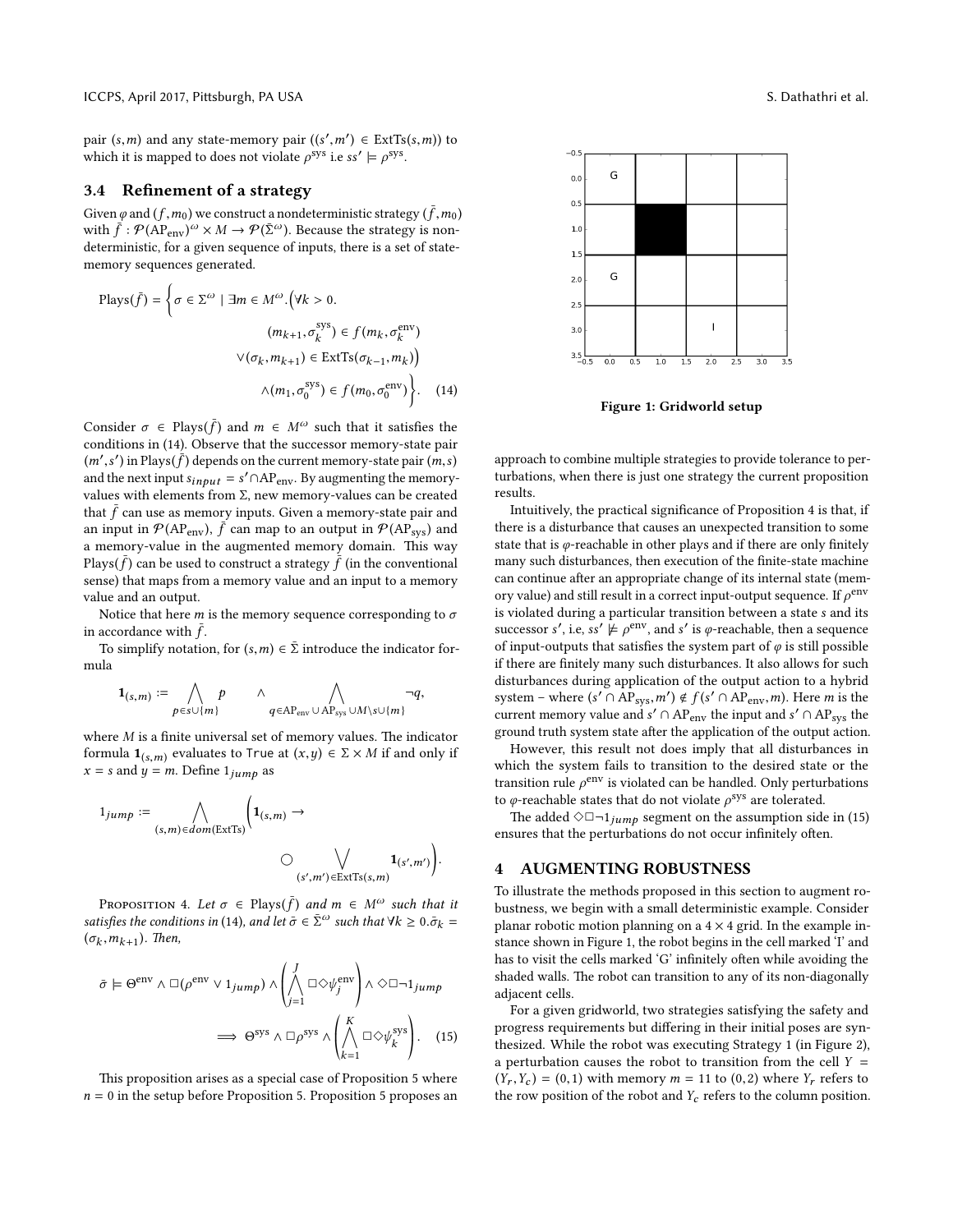pair $(s, m)$ and any state-memory pair $((s', m') \in \text{ExtTs}(s, m))$ to which it is mapped to does not violate $\rho^{\text{sys}}$ i.e $ss' \models \rho^{\text{sys}}$.

### 3.4 Refinement of a strategy

Given $\varphi$ and $(f, m_0)$ we construct a nondeterministic strategy $(\bar{f}, m_0)$ with $\bar{f} : \mathcal{P}(\text{AP}_{\text{env}})^{\omega} \times M \to \mathcal{P}(\bar{\Sigma}^{\omega})$. Because the strategy is nondeterministic, for a given sequence of inputs, there is a set of state-memory sequences generated.

$$\text{Plays}(\bar{f}) = \Big\{ \sigma \in \Sigma^{\omega} \mid \exists m \in M^{\omega}. \Big( \forall k > 0. \; (m_{k+1}, \sigma_k^{\text{sys}}) \in f(m_k, \sigma_k^{\text{env}}) \vee (\sigma_k, m_{k+1}) \in \text{ExtTs}(\sigma_{k-1}, m_k) \Big) \wedge (m_1, \sigma_0^{\text{sys}}) \in f(m_0, \sigma_0^{\text{env}}) \Big\}. \quad (14)$$

Consider $\sigma \in \text{Plays}(\bar{f})$ and $m \in M^{\omega}$ such that it satisfies the conditions in (14). Observe that the successor memory-state pair $(m', s')$ in $\text{Plays}(\bar{f})$ depends on the current memory-state pair $(m, s)$ and the next input $s_{input} = s' \cap \text{AP}_{\text{env}}$. By augmenting the memory-values with elements from $\Sigma$, new memory-values can be created that $\bar{f}$ can use as memory inputs. Given a memory-state pair and an input in $\mathcal{P}(\text{AP}_{\text{env}})$, $\bar{f}$ can map to an output in $\mathcal{P}(\text{AP}_{\text{sys}})$ and a memory-value in the augmented memory domain. This way $\text{Plays}(\bar{f})$ can be used to construct a strategy $\bar{f}$ (in the conventional sense) that maps from a memory value and an input to a memory value and an output.

Notice that here $m$ is the memory sequence corresponding to $\sigma$ in accordance with $\bar{f}$.

To simplify notation, for $(s, m) \in \bar{\Sigma}$ introduce the indicator formula

$$\mathbf{1}_{(s,m)} := \bigwedge_{p \in s \cup \{m\}} p \quad \wedge \bigwedge_{q \in \text{AP}_{\text{env}} \cup \text{AP}_{\text{sys}} \cup M \setminus s \cup \{m\}} \neg q,$$

where $M$ is a finite universal set of memory values. The indicator formula $\mathbf{1}_{(s,m)}$ evaluates to True at $(x, y) \in \Sigma \times M$ if and only if $x = s$ and $y = m$. Define $1_{jump}$ as

$$1_{jump} := \bigwedge_{(s,m) \in dom(\text{ExtTs})} \Big( \mathbf{1}_{(s,m)} \to \bigcirc \bigvee_{(s',m') \in \text{ExtTs}(s,m)} \mathbf{1}_{(s',m')} \Big).$$

**Proposition 4.** *Let $\sigma \in \text{Plays}(\bar{f})$ and $m \in M^{\omega}$ such that it satisfies the conditions in* (14)*, and let $\bar{\sigma} \in \bar{\Sigma}^{\omega}$ such that $\forall k \geq 0. \bar{\sigma}_k = (\sigma_k, m_{k+1})$. Then,*

$$\bar{\sigma} \models \Theta^{\text{env}} \wedge \Box(\rho^{\text{env}} \vee 1_{jump}) \wedge \left( \bigwedge_{j=1}^{J} \Box\Diamond \psi_j^{\text{env}} \right) \wedge \Diamond\Box\neg 1_{jump} \implies \Theta^{\text{sys}} \wedge \Box\rho^{\text{sys}} \wedge \left( \bigwedge_{k=1}^{K} \Box\Diamond\psi_k^{\text{sys}} \right). \quad (15)$$

This proposition arises as a special case of Proposition 5 where $n = 0$ in the setup before Proposition 5. Proposition 5 proposes an approach to combine multiple strategies to provide tolerance to perturbations, when there is just one strategy the current proposition results.

Intuitively, the practical significance of Proposition 4 is that, if there is a disturbance that causes an unexpected transition to some state that is $\varphi$-reachable in other plays and if there are only finitely many such disturbances, then execution of the finite-state machine can continue after an appropriate change of its internal state (memory value) and still result in a correct input-output sequence. If $\rho^{\text{env}}$ is violated during a particular transition between a state $s$ and its successor $s'$, i.e, $ss' \not\models \rho^{\text{env}}$, and $s'$ is $\varphi$-reachable, then a sequence of input-outputs that satisfies the system part of $\varphi$ is still possible if there are finitely many such disturbances. It also allows for such disturbances during application of the output action to a hybrid system – where $(s' \cap \text{AP}_{\text{sys}}, m') \notin f(s' \cap \text{AP}_{\text{env}}, m)$. Here $m$ is the current memory value and $s' \cap \text{AP}_{\text{env}}$ the input and $s' \cap \text{AP}_{\text{sys}}$ the ground truth system state after the application of the output action.

However, this result not does imply that all disturbances in which the system fails to transition to the desired state or the transition rule $\rho^{\text{env}}$ is violated can be handled. Only perturbations to $\varphi$-reachable states that do not violate $\rho^{\text{sys}}$ are tolerated.

The added $\Diamond\Box\neg 1_{jump}$ segment on the assumption side in (15) ensures that the perturbations do not occur infinitely often.

**Figure 1: Gridworld setup**

## 4 AUGMENTING ROBUSTNESS

To illustrate the methods proposed in this section to augment robustness, we begin with a small deterministic example. Consider planar robotic motion planning on a $4 \times 4$ grid. In the example instance shown in Figure 1, the robot begins in the cell marked 'I' and has to visit the cells marked 'G' infinitely often while avoiding the shaded walls. The robot can transition to any of its non-diagonally adjacent cells.

For a given gridworld, two strategies satisfying the safety and progress requirements but differing in their initial poses are synthesized. While the robot was executing Strategy 1 (in Figure 2), a perturbation causes the robot to transition from the cell $Y = (Y_r, Y_c) = (0, 1)$ with memory $m = 11$ to $(0, 2)$ where $Y_r$ refers to the row position of the robot and $Y_c$ refers to the column position.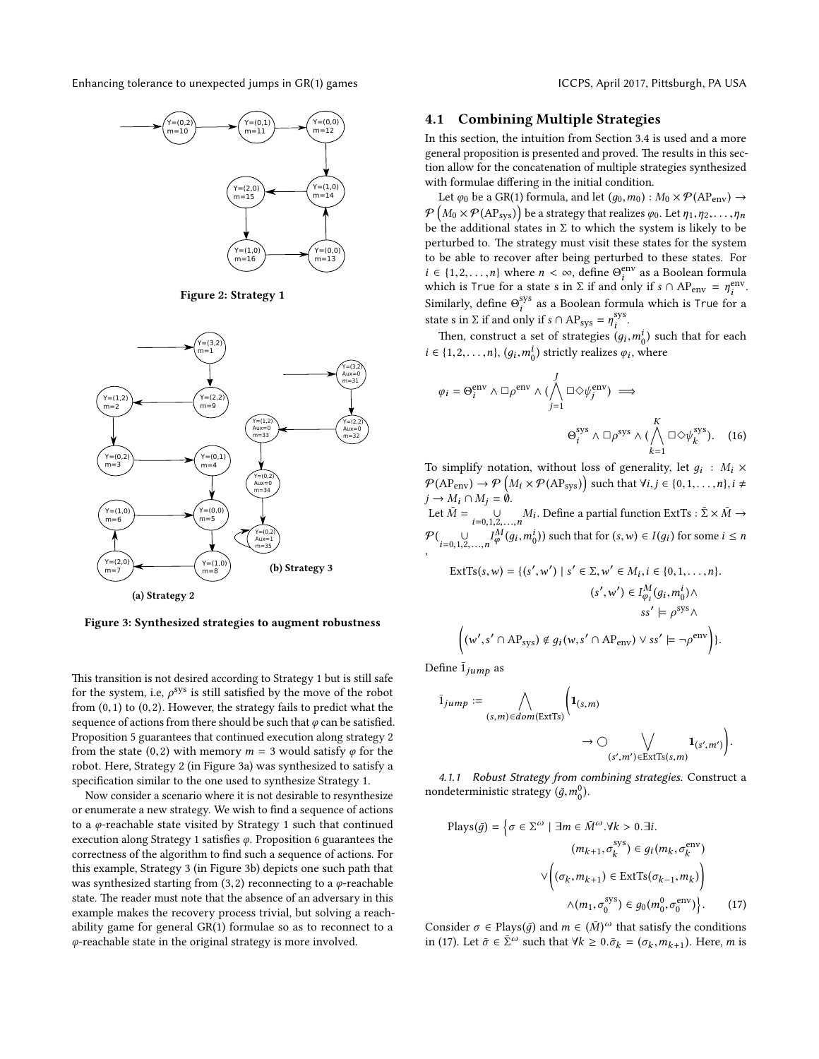Figure 2: Strategy 1

(a) Strategy 2

(b) Strategy 3

Figure 3: Synthesized strategies to augment robustness

This transition is not desired according to Strategy 1 but is still safe for the system, i.e, $\rho^{\text{sys}}$ is still satisfied by the move of the robot from $(0,1)$ to $(0,2)$. However, the strategy fails to predict what the sequence of actions from there should be such that $\varphi$ can be satisfied. Proposition 5 guarantees that continued execution along strategy 2 from the state $(0,2)$ with memory $m=3$ would satisfy $\varphi$ for the robot. Here, Strategy 2 (in Figure 3a) was synthesized to satisfy a specification similar to the one used to synthesize Strategy 1.

Now consider a scenario where it is not desirable to resynthesize or enumerate a new strategy. We wish to find a sequence of actions to a $\varphi$-reachable state visited by Strategy 1 such that continued execution along Strategy 1 satisfies $\varphi$. Proposition 6 guarantees the correctness of the algorithm to find such a sequence of actions. For this example, Strategy 3 (in Figure 3b) depicts one such path that was synthesized starting from $(3,2)$ reconnecting to a $\varphi$-reachable state. The reader must note that the absence of an adversary in this example makes the recovery process trivial, but solving a reachability game for general GR(1) formulae so as to reconnect to a $\varphi$-reachable state in the original strategy is more involved.

## 4.1 Combining Multiple Strategies

In this section, the intuition from Section 3.4 is used and a more general proposition is presented and proved. The results in this section allow for the concatenation of multiple strategies synthesized with formulae differing in the initial condition.

Let $\varphi_0$ be a GR(1) formula, and let $(g_0, m_0) : M_0 \times \mathcal{P}(\text{AP}_{\text{env}}) \to \mathcal{P}\left(M_0 \times \mathcal{P}(\text{AP}_{\text{sys}})\right)$ be a strategy that realizes $\varphi_0$. Let $\eta_1, \eta_2, \ldots, \eta_n$ be the additional states in $\Sigma$ to which the system is likely to be perturbed to. The strategy must visit these states for the system to be able to recover after being perturbed to these states. For $i \in \{1, 2, \ldots, n\}$ where $n < \infty$, define $\Theta_i^{\text{env}}$ as a Boolean formula which is True for a state s in $\Sigma$ if and only if $s \cap \text{AP}_{\text{env}} = \eta_i^{\text{env}}$. Similarly, define $\Theta_i^{\text{sys}}$ as a Boolean formula which is True for a state s in $\Sigma$ if and only if $s \cap \text{AP}_{\text{sys}} = \eta_i^{\text{sys}}$.

Then, construct a set of strategies $(g_i, m_0^i)$ such that for each $i \in \{1, 2, \ldots, n\}$, $(g_i, m_0^i)$ strictly realizes $\varphi_i$, where

$$\varphi_i = \Theta_i^{\text{env}} \wedge \Box\rho^{\text{env}} \wedge \left(\bigwedge_{j=1}^{J} \Box\Diamond\psi_j^{\text{env}}\right) \implies \Theta_i^{\text{sys}} \wedge \Box\rho^{\text{sys}} \wedge \left(\bigwedge_{k=1}^{K} \Box\Diamond\psi_k^{\text{sys}}\right). \tag{16}$$

To simplify notation, without loss of generality, let $g_i : M_i \times \mathcal{P}(\text{AP}_{\text{env}}) \to \mathcal{P}\left(M_i \times \mathcal{P}(\text{AP}_{\text{sys}})\right)$ such that $\forall i, j \in \{0, 1, \ldots, n\}, i \neq j \to M_i \cap M_j = \emptyset$.

Let $\bar{M} = \bigcup_{i=0,1,2,\ldots,n} M_i$. Define a partial function $\text{ExtTs} : \bar{\Sigma} \times \bar{M} \to \mathcal{P}\left(\bigcup_{i=0,1,2,\ldots,n} I_\varphi^M(g_i, m_0^i)\right)$ such that for $(s, w) \in I(g_i)$ for some $i \leq n$,

$$\begin{aligned}\text{ExtTs}(s, w) = \{(s', w') \mid s' \in \Sigma, w' \in M_i, i \in \{0, 1, \ldots, n\}.\\ (s', w') \in I_{\varphi_i}^M(g_i, m_0^i) \wedge\\ ss' \models \rho^{\text{sys}} \wedge\\ \left((w', s' \cap \text{AP}_{\text{sys}}) \notin g_i(w, s' \cap \text{AP}_{\text{env}}) \vee ss' \models \neg\rho^{\text{env}}\right)\}.\end{aligned}$$

Define $\bar{1}_{jump}$ as

$$\bar{1}_{jump} := \bigwedge_{(s,m) \in dom(\text{ExtTs})} \left(\mathbf{1}_{(s,m)} \to \bigcirc \bigvee_{(s',m') \in \text{ExtTs}(s,m)} \mathbf{1}_{(s',m')}\right).$$

#### 4.1.1 Robust Strategy from combining strategies.

Construct a nondeterministic strategy $(\bar{g}, m_0^0)$.

$$\begin{aligned}\text{Plays}(\bar{g}) = \Big\{\sigma \in \Sigma^\omega \mid \exists m \in \bar{M}^\omega . \forall k > 0 . \exists i.\\ (m_{k+1}, \sigma_k^{\text{sys}}) \in g_i(m_k, \sigma_k^{\text{env}})\\ \vee\left((\sigma_k, m_{k+1}) \in \text{ExtTs}(\sigma_{k-1}, m_k)\right)\\ \wedge (m_1, \sigma_0^{\text{sys}}) \in g_0(m_0^0, \sigma_0^{\text{env}})\Big\}.\end{aligned} \tag{17}$$

Consider $\sigma \in \text{Plays}(\bar{g})$ and $m \in (\bar{M})^\omega$ that satisfy the conditions in (17). Let $\bar{\sigma} \in \bar{\Sigma}^\omega$ such that $\forall k \geq 0 . \bar{\sigma}_k = (\sigma_k, m_{k+1})$. Here, $m$ is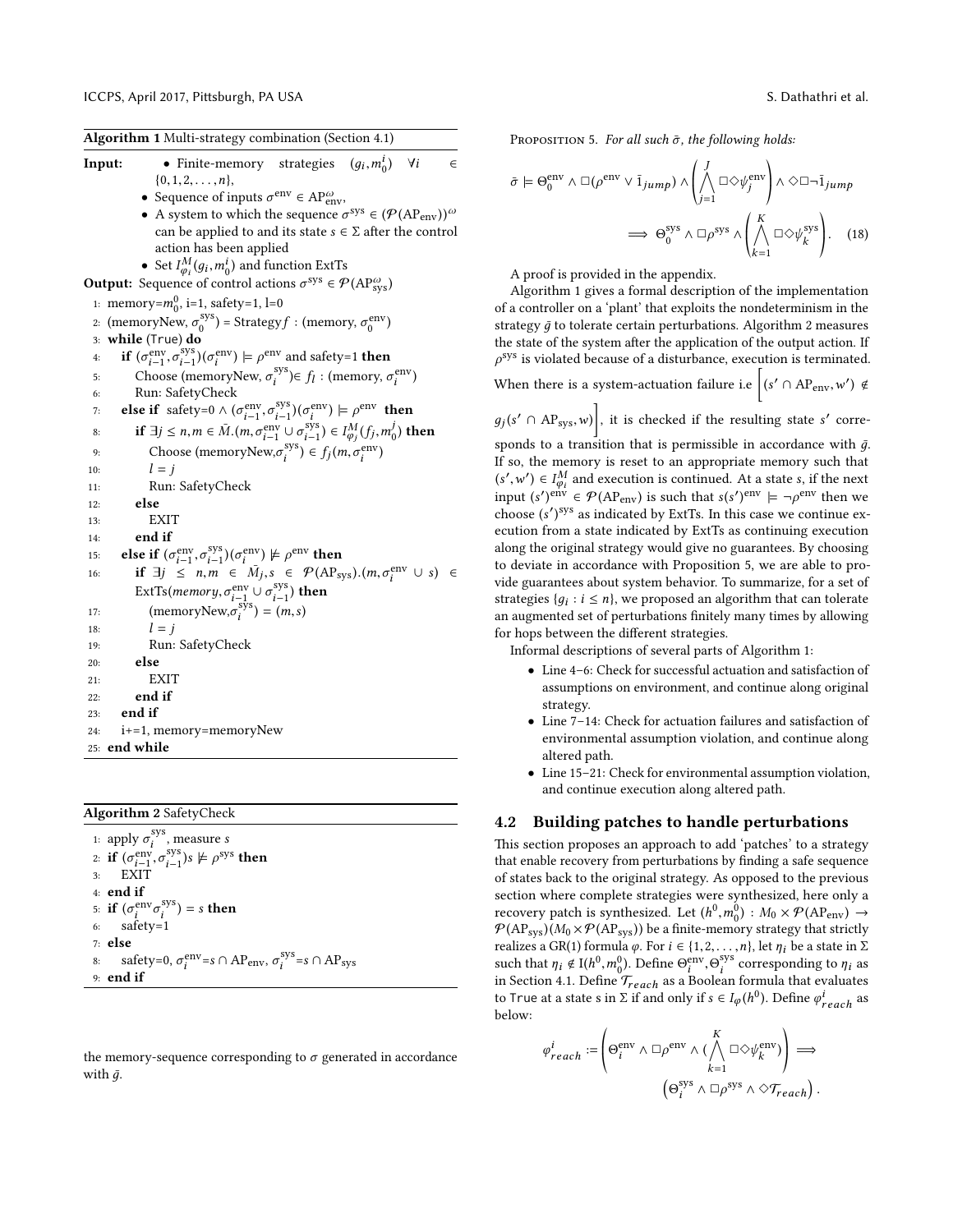**Algorithm 1** Multi-strategy combination (Section 4.1)

**Input:**
- Finite-memory strategies $(g_i, m_0^i)$ $\forall i \in \{0, 1, 2, \ldots, n\}$,
- Sequence of inputs $\sigma^{\text{env}} \in \text{AP}_{\text{env}}^{\omega}$,
- A system to which the sequence $\sigma^{\text{sys}} \in (\mathcal{P}(\text{AP}_{\text{env}}))^{\omega}$ can be applied to and its state $s \in \Sigma$ after the control action has been applied
- Set $I_{\varphi_i}^M(g_i, m_0^i)$ and function ExtTs

**Output:** Sequence of control actions $\sigma^{\text{sys}} \in \mathcal{P}(\text{AP}_{\text{sys}}^{\omega})$

```
1: memory=m_0^0, i=1, safety=1, l=0
2: (memoryNew, σ_0^sys) = Strategy f : (memory, σ_0^env)
3: while (True) do
4:   if (σ_{i-1}^env, σ_{i-1}^sys)(σ_i^env) ⊨ ρ^env and safety=1 then
5:     Choose (memoryNew, σ_i^sys) ∈ f_l : (memory, σ_i^env)
6:     Run: SafetyCheck
7:   else if safety=0 ∧ (σ_{i-1}^env, σ_{i-1}^sys)(σ_i^env) ⊨ ρ^env then
8:     if ∃j ≤ n, m ∈ M̄.(m, σ_{i-1}^env ∪ σ_{i-1}^sys) ∈ I_{φ_j}^M(f_j, m_0^j) then
9:       Choose (memoryNew, σ_i^sys) ∈ f_j(m, σ_i^env)
10:      l = j
11:      Run: SafetyCheck
12:    else
13:      EXIT
14:    end if
15:  else if (σ_{i-1}^env, σ_{i-1}^sys)(σ_i^env) ⊭ ρ^env then
16:    if ∃j ≤ n, m ∈ M̄_j, s ∈ P(AP_sys).(m, σ_i^env ∪ s) ∈ ExtTs(memory, σ_{i-1}^env ∪ σ_{i-1}^sys) then
17:      (memoryNew, σ_i^sys) = (m, s)
18:      l = j
19:      Run: SafetyCheck
20:    else
21:      EXIT
22:    end if
23:  end if
24:  i+=1, memory=memoryNew
25: end while
```

**Algorithm 2** SafetyCheck

```
1: apply σ_i^sys, measure s
2: if (σ_{i-1}^env, σ_{i-1}^sys)s ⊭ ρ^sys then
3:   EXIT
4: end if
5: if (σ_i^env σ_i^sys) = s then
6:   safety=1
7: else
8:   safety=0, σ_i^env=s ∩ AP_env, σ_i^sys=s ∩ AP_sys
9: end if
```

the memory-sequence corresponding to $\sigma$ generated in accordance with $\bar{g}$.

Proposition 5. *For all such $\bar{\sigma}$, the following holds:*

$$\bar{\sigma} \models \Theta_0^{\text{env}} \wedge \Box(\rho^{\text{env}} \vee \bar{1}_{jump}) \wedge \left( \bigwedge_{j=1}^{J} \Box\Diamond\psi_j^{\text{env}} \right) \wedge \Diamond\Box\neg\bar{1}_{jump} \implies \Theta_0^{\text{sys}} \wedge \Box\rho^{\text{sys}} \wedge \left( \bigwedge_{k=1}^{K} \Box\Diamond\psi_k^{\text{sys}} \right). \quad (18)$$

A proof is provided in the appendix.

Algorithm 1 gives a formal description of the implementation of a controller on a 'plant' that exploits the nondeterminism in the strategy $\bar{g}$ to tolerate certain perturbations. Algorithm 2 measures the state of the system after the application of the output action. If $\rho^{\text{sys}}$ is violated because of a disturbance, execution is terminated. When there is a system-actuation failure i.e $\left[(s' \cap \text{AP}_{\text{env}}, w') \notin g_j(s' \cap \text{AP}_{\text{sys}}, w)\right]$, it is checked if the resulting state $s'$ corresponds to a transition that is permissible in accordance with $\bar{g}$. If so, the memory is reset to an appropriate memory such that $(s', w') \in I_{\varphi_i}^M$ and execution is continued. At a state $s$, if the next input $(s')^{\text{env}} \in \mathcal{P}(\text{AP}_{\text{env}})$ is such that $s(s')^{\text{env}} \models \neg\rho^{\text{env}}$ then we choose $(s')^{\text{sys}}$ as indicated by ExtTs. In this case we continue execution from a state indicated by ExtTs as continuing execution along the original strategy would give no guarantees. By choosing to deviate in accordance with Proposition 5, we are able to provide guarantees about system behavior. To summarize, for a set of strategies $\{g_i : i \leq n\}$, we proposed an algorithm that can tolerate an augmented set of perturbations finitely many times by allowing for hops between the different strategies.

Informal descriptions of several parts of Algorithm 1:

- Line 4–6: Check for successful actuation and satisfaction of assumptions on environment, and continue along original strategy.
- Line 7–14: Check for actuation failures and satisfaction of environmental assumption violation, and continue along altered path.
- Line 15–21: Check for environmental assumption violation, and continue execution along altered path.

## 4.2 Building patches to handle perturbations

This section proposes an approach to add 'patches' to a strategy that enable recovery from perturbations by finding a safe sequence of states back to the original strategy. As opposed to the previous section where complete strategies were synthesized, here only a recovery patch is synthesized. Let $(h^0, m_0^0) : M_0 \times \mathcal{P}(\text{AP}_{\text{env}}) \to \mathcal{P}(\text{AP}_{\text{sys}})(M_0 \times \mathcal{P}(\text{AP}_{\text{sys}}))$ be a finite-memory strategy that strictly realizes a GR(1) formula $\varphi$. For $i \in \{1, 2, \ldots, n\}$, let $\eta_i$ be a state in $\Sigma$ such that $\eta_i \notin \text{I}(h^0, m_0^0)$. Define $\Theta_i^{\text{env}}, \Theta_i^{\text{sys}}$ corresponding to $\eta_i$ as in Section 4.1. Define $\mathcal{T}_{reach}$ as a Boolean formula that evaluates to True at a state s in $\Sigma$ if and only if $s \in I_{\varphi}(h^0)$. Define $\varphi_{reach}^i$ as below:

$$\varphi_{reach}^i := \left( \Theta_i^{\text{env}} \wedge \Box\rho^{\text{env}} \wedge \left( \bigwedge_{k=1}^{K} \Box\Diamond\psi_k^{\text{env}} \right) \right) \implies \left( \Theta_i^{\text{sys}} \wedge \Box\rho^{\text{sys}} \wedge \Diamond\mathcal{T}_{reach} \right).$$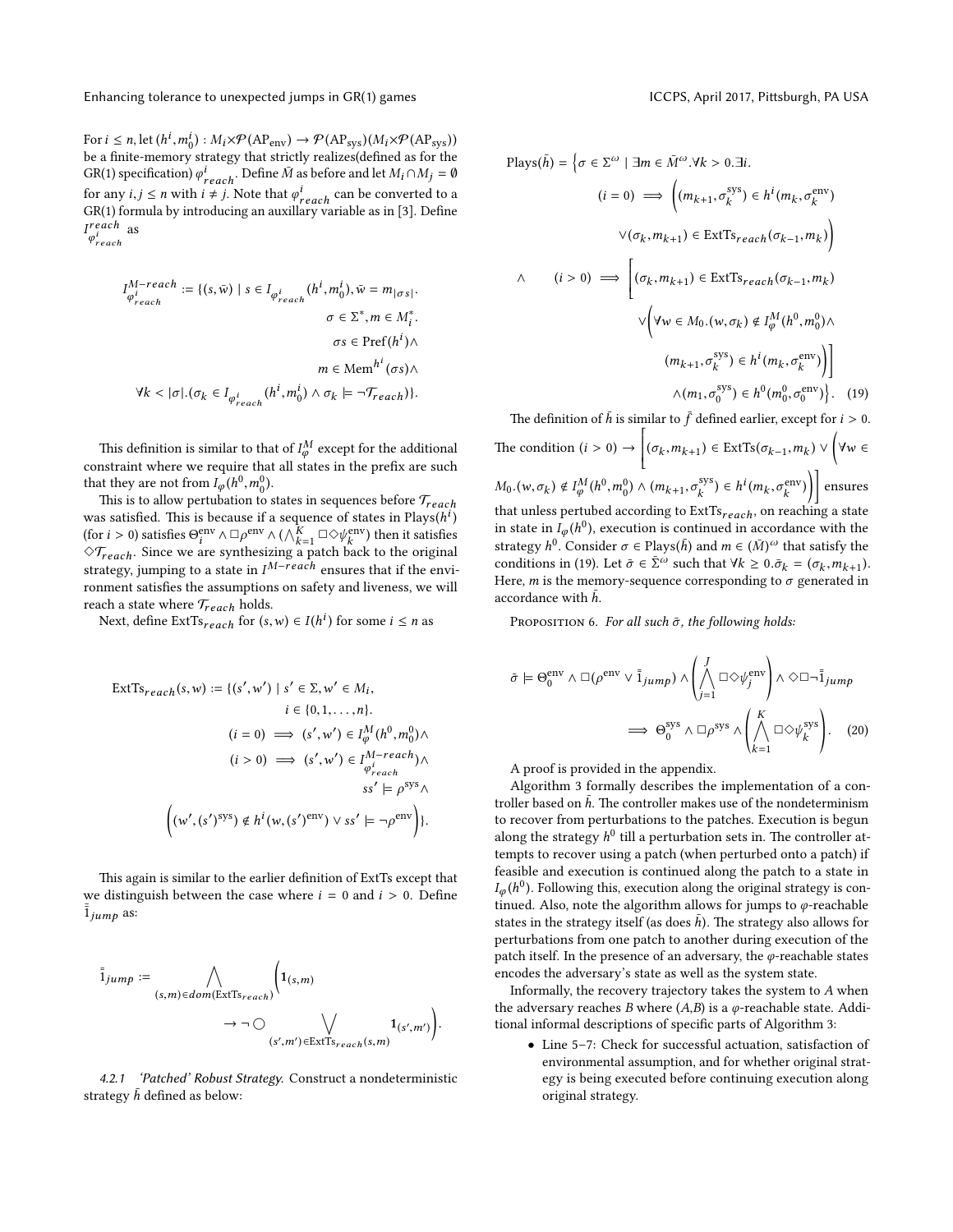For $i \leq n$, let $(h^i, m_0^i) : M_i \times \mathcal{P}(\mathrm{AP}_{\mathrm{env}}) \to \mathcal{P}(\mathrm{AP}_{\mathrm{sys}})(M_i \times \mathcal{P}(\mathrm{AP}_{\mathrm{sys}}))$ be a finite-memory strategy that strictly realizes(defined as for the GR(1) specification) $\varphi^i_{reach}$. Define $\bar{M}$ as before and let $M_i \cap M_j = \emptyset$ for any $i, j \leq n$ with $i \neq j$. Note that $\varphi^i_{reach}$ can be converted to a GR(1) formula by introducing an auxillary variable as in [3]. Define $I^{reach}_{\varphi^i_{reach}}$ as

$$
\begin{aligned}
I^{M-reach}_{\varphi^i_{reach}} := \{(s, \bar{w}) \mid\ & s \in I_{\varphi^i_{reach}}(h^i, m_0^i), \bar{w} = m_{|\sigma s|}. \\
& \sigma \in \Sigma^*, m \in M_i^*. \\
& \sigma s \in \mathrm{Pref}(h^i) \wedge \\
& m \in \mathrm{Mem}^{h^i}(\sigma s) \wedge \\
\forall k < |\sigma|.&(\sigma_k \in I_{\varphi^i_{reach}}(h^i, m_0^i) \wedge \sigma_k \models \neg \mathcal{T}_{reach})\}.
\end{aligned}
$$

This definition is similar to that of $I^M_\varphi$ except for the additional constraint where we require that all states in the prefix are such that they are not from $I_\varphi(h^0, m_0^0)$.

This is to allow pertubation to states in sequences before $\mathcal{T}_{reach}$ was satisfied. This is because if a sequence of states in $\mathrm{Plays}(h^i)$ (for $i > 0$) satisfies $\Theta^{\mathrm{env}}_i \wedge \Box \rho^{\mathrm{env}} \wedge (\bigwedge_{k=1}^K \Box \Diamond \psi^{\mathrm{env}}_k)$ then it satisfies $\Diamond \mathcal{T}_{reach}$. Since we are synthesizing a patch back to the original strategy, jumping to a state in $I^{M-reach}$ ensures that if the environment satisfies the assumptions on safety and liveness, we will reach a state where $\mathcal{T}_{reach}$ holds.

Next, define $\mathrm{ExtTs}_{reach}$ for $(s, w) \in I(h^i)$ for some $i \leq n$ as

$$
\begin{aligned}
\mathrm{ExtTs}_{reach}(s, w) := \{(s', w') \mid\ & s' \in \Sigma, w' \in M_i, \\
& i \in \{0, 1, \ldots, n\}. \\
(i = 0) \implies\ & (s', w') \in I^M_\varphi(h^0, m_0^0) \wedge \\
(i > 0) \implies\ & (s', w') \in I^{M-reach}_{\varphi^i_{reach}} \wedge \\
& ss' \models \rho^{\mathrm{sys}} \wedge \\
\Big((w', (s')^{\mathrm{sys}}) \notin h^i(w, (s')^{\mathrm{env}})\ & \vee ss' \models \neg \rho^{\mathrm{env}}\Big)\}.
\end{aligned}
$$

This again is similar to the earlier definition of ExtTs except that we distinguish between the case where $i = 0$ and $i > 0$. Define $\bar{\bar{1}}_{jump}$ as:

$$
\bar{\bar{1}}_{jump} := \bigwedge_{(s,m) \in dom(\mathrm{ExtTs}_{reach})} \Bigg( \mathbf{1}_{(s,m)} \to \neg \bigcirc \bigvee_{(s',m') \in \mathrm{ExtTs}_{reach}(s,m)} \mathbf{1}_{(s',m')} \Bigg).
$$

#### 4.2.1 'Patched' Robust Strategy.

Construct a nondeterministic strategy $\bar{h}$ defined as below:

$$
\begin{aligned}
\mathrm{Plays}(\bar{h}) = \Big\{ \sigma \in \Sigma^\omega \mid\ & \exists m \in \bar{M}^\omega. \forall k > 0. \exists i. \\
& (i = 0) \implies \Big( (m_{k+1}, \sigma_k^{\mathrm{sys}}) \in h^i(m_k, \sigma_k^{\mathrm{env}}) \\
& \qquad \vee (\sigma_k, m_{k+1}) \in \mathrm{ExtTs}_{reach}(\sigma_{k-1}, m_k) \Big) \\
\wedge\ & (i > 0) \implies \Big[ (\sigma_k, m_{k+1}) \in \mathrm{ExtTs}_{reach}(\sigma_{k-1}, m_k) \\
& \qquad \vee \Big( \forall w \in M_0. (w, \sigma_k) \notin I^M_\varphi(h^0, m_0^0) \wedge \\
& \qquad (m_{k+1}, \sigma_k^{\mathrm{sys}}) \in h^i(m_k, \sigma_k^{\mathrm{env}}) \Big) \Big] \\
& \wedge (m_1, \sigma_0^{\mathrm{sys}}) \in h^0(m_0^0, \sigma_0^{\mathrm{env}}) \Big\}. \quad (19)
\end{aligned}
$$

The definition of $\bar{h}$ is similar to $\bar{f}$ defined earlier, except for $i > 0$. The condition $(i > 0) \to \Big[ (\sigma_k, m_{k+1}) \in \mathrm{ExtTs}(\sigma_{k-1}, m_k) \vee \Big( \forall w \in M_0. (w, \sigma_k) \notin I^M_\varphi(h^0, m_0^0) \wedge (m_{k+1}, \sigma_k^{\mathrm{sys}}) \in h^i(m_k, \sigma_k^{\mathrm{env}}) \Big) \Big]$ ensures that unless pertubed according to $\mathrm{ExtTs}_{reach}$, on reaching a state in state in $I_\varphi(h^0)$, execution is continued in accordance with the strategy $h^0$. Consider $\sigma \in \mathrm{Plays}(\bar{h})$ and $m \in (\bar{M})^\omega$ that satisfy the conditions in (19). Let $\bar{\sigma} \in \bar{\Sigma}^\omega$ such that $\forall k \geq 0. \bar{\sigma}_k = (\sigma_k, m_{k+1})$. Here, $m$ is the memory-sequence corresponding to $\sigma$ generated in accordance with $\bar{h}$.

Proposition 6. *For all such $\bar{\sigma}$, the following holds:*

$$
\bar{\sigma} \models \Theta^{\mathrm{env}}_0 \wedge \Box(\rho^{\mathrm{env}} \vee \bar{\bar{1}}_{jump}) \wedge \Bigg( \bigwedge_{j=1}^J \Box \Diamond \psi^{\mathrm{env}}_j \Bigg) \wedge \Diamond \Box \neg \bar{\bar{1}}_{jump} \implies \Theta^{\mathrm{sys}}_0 \wedge \Box \rho^{\mathrm{sys}} \wedge \Bigg( \bigwedge_{k=1}^K \Box \Diamond \psi^{\mathrm{sys}}_k \Bigg). \quad (20)
$$

A proof is provided in the appendix.

Algorithm 3 formally describes the implementation of a controller based on $\bar{h}$. The controller makes use of the nondeterminism to recover from perturbations to the patches. Execution is begun along the strategy $h^0$ till a perturbation sets in. The controller attempts to recover using a patch (when perturbed onto a patch) if feasible and execution is continued along the patch to a state in $I_\varphi(h^0)$. Following this, execution along the original strategy is continued. Also, note the algorithm allows for jumps to $\varphi$-reachable states in the strategy itself (as does $\bar{h}$). The strategy also allows for perturbations from one patch to another during execution of the patch itself. In the presence of an adversary, the $\varphi$-reachable states encodes the adversary's state as well as the system state.

Informally, the recovery trajectory takes the system to *A* when the adversary reaches *B* where (*A*,*B*) is a $\varphi$-reachable state. Additional informal descriptions of specific parts of Algorithm 3:

- Line 5–7: Check for successful actuation, satisfaction of environmental assumption, and for whether original strategy is being executed before continuing execution along original strategy.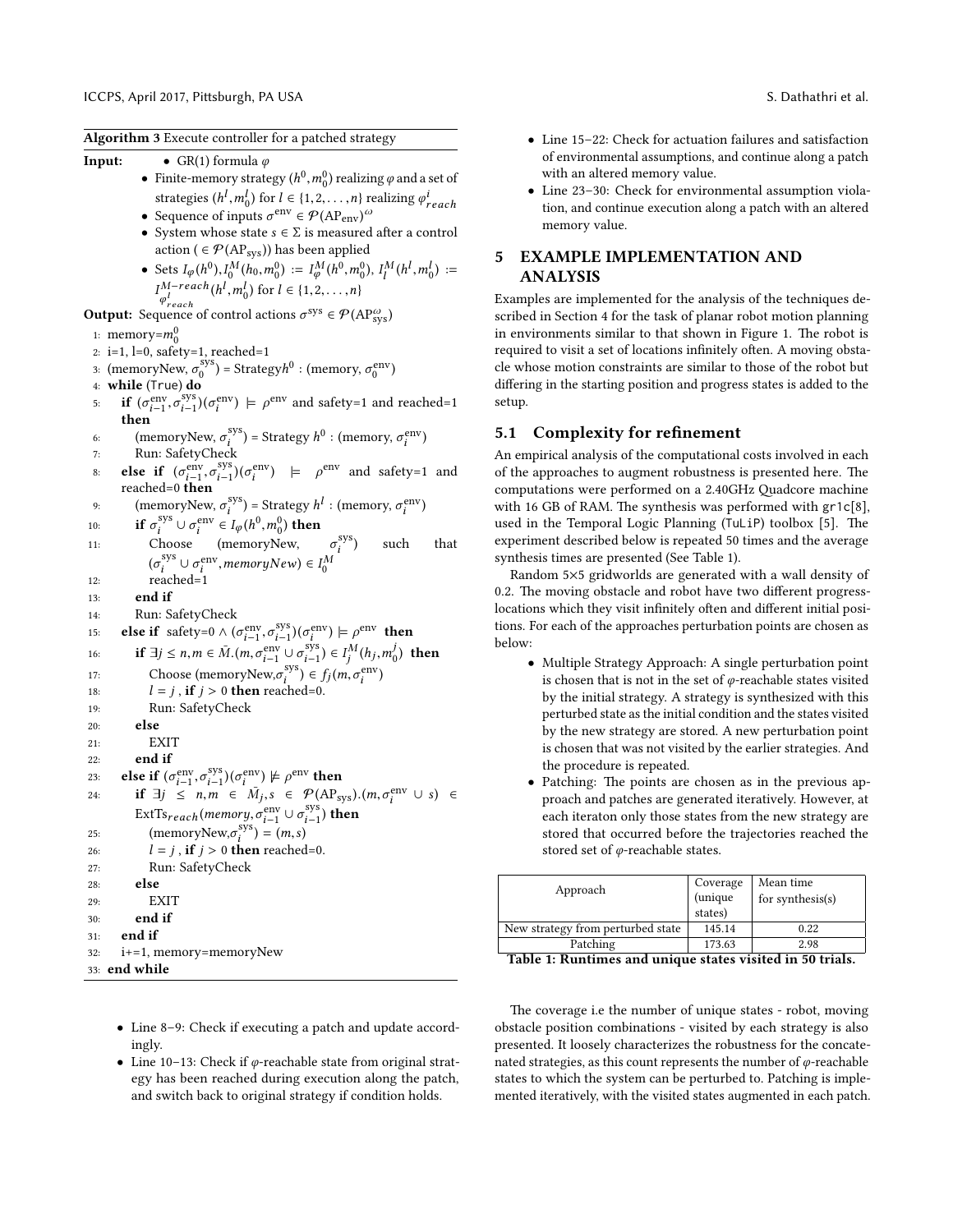**Algorithm 3** Execute controller for a patched strategy

**Input:**
- GR(1) formula $\varphi$
- Finite-memory strategy $(h^0, m_0^0)$ realizing $\varphi$ and a set of strategies $(h^l, m_0^l)$ for $l \in \{1, 2, \ldots, n\}$ realizing $\varphi^i_{reach}$
- Sequence of inputs $\sigma^{\text{env}} \in \mathcal{P}(\text{AP}_{\text{env}})^\omega$
- System whose state $s \in \Sigma$ is measured after a control action ($\in \mathcal{P}(\text{AP}_{\text{sys}})$) has been applied
- Sets $I_\varphi(h^0), I_0^M(h_0, m_0^0) := I_\varphi^M(h^0, m_0^0)$, $I_l^M(h^l, m_0^l) := I^{M-reach}_{\varphi^l_{reach}}(h^l, m_0^l)$ for $l \in \{1, 2, \ldots, n\}$

**Output:** Sequence of control actions $\sigma^{\text{sys}} \in \mathcal{P}(\text{AP}^\omega_{\text{sys}})$

```
1:  memory=m_0^0
2:  i=1, l=0, safety=1, reached=1
3:  (memoryNew, σ_0^sys) = Strategy h^0 : (memory, σ_0^env)
4:  while (True) do
5:    if (σ_{i-1}^env, σ_{i-1}^sys)(σ_i^env) ⊨ ρ^env and safety=1 and reached=1 then
6:      (memoryNew, σ_i^sys) = Strategy h^0 : (memory, σ_i^env)
7:      Run: SafetyCheck
8:    else if (σ_{i-1}^env, σ_{i-1}^sys)(σ_i^env) ⊨ ρ^env and safety=1 and reached=0 then
9:      (memoryNew, σ_i^sys) = Strategy h^l : (memory, σ_i^env)
10:     if σ_i^sys ∪ σ_i^env ∈ I_φ(h^0, m_0^0) then
11:       Choose (memoryNew, σ_i^sys) such that (σ_i^sys ∪ σ_i^env, memoryNew) ∈ I_0^M
12:       reached=1
13:     end if
14:     Run: SafetyCheck
15:   else if safety=0 ∧ (σ_{i-1}^env, σ_{i-1}^sys)(σ_i^env) ⊨ ρ^env then
16:     if ∃j ≤ n, m ∈ M̄.(m, σ_{i-1}^env ∪ σ_{i-1}^sys) ∈ I_j^M(h_j, m_0^j) then
17:       Choose (memoryNew, σ_i^sys) ∈ f_j(m, σ_i^env)
18:       l = j , if j > 0 then reached=0.
19:       Run: SafetyCheck
20:     else
21:       EXIT
22:     end if
23:   else if (σ_{i-1}^env, σ_{i-1}^sys)(σ_i^env) ⊭ ρ^env then
24:     if ∃j ≤ n, m ∈ M̄_j, s ∈ P(AP_sys).(m, σ_i^env ∪ s) ∈ ExtTs_reach(memory, σ_{i-1}^env ∪ σ_{i-1}^sys) then
25:       (memoryNew, σ_i^sys) = (m, s)
26:       l = j , if j > 0 then reached=0.
27:       Run: SafetyCheck
28:     else
29:       EXIT
30:     end if
31:   end if
32:   i+=1, memory=memoryNew
33: end while
```

- Line 8–9: Check if executing a patch and update accordingly.
- Line 10–13: Check if $\varphi$-reachable state from original strategy has been reached during execution along the patch, and switch back to original strategy if condition holds.
- Line 15–22: Check for actuation failures and satisfaction of environmental assumptions, and continue along a patch with an altered memory value.
- Line 23–30: Check for environmental assumption violation, and continue execution along a patch with an altered memory value.

## 5 EXAMPLE IMPLEMENTATION AND ANALYSIS

Examples are implemented for the analysis of the techniques described in Section 4 for the task of planar robot motion planning in environments similar to that shown in Figure 1. The robot is required to visit a set of locations infinitely often. A moving obstacle whose motion constraints are similar to those of the robot but differing in the starting position and progress states is added to the setup.

### 5.1 Complexity for refinement

An empirical analysis of the computational costs involved in each of the approaches to augment robustness is presented here. The computations were performed on a 2.40GHz Quadcore machine with 16 GB of RAM. The synthesis was performed with `gr1c`[8], used in the Temporal Logic Planning (`TuLiP`) toolbox [5]. The experiment described below is repeated 50 times and the average synthesis times are presented (See Table 1).

Random 5×5 gridworlds are generated with a wall density of 0.2. The moving obstacle and robot have two different progress-locations which they visit infinitely often and different initial positions. For each of the approaches perturbation points are chosen as below:

- Multiple Strategy Approach: A single perturbation point is chosen that is not in the set of $\varphi$-reachable states visited by the initial strategy. A strategy is synthesized with this perturbed state as the initial condition and the states visited by the new strategy are stored. A new perturbation point is chosen that was not visited by the earlier strategies. And the procedure is repeated.
- Patching: The points are chosen as in the previous approach and patches are generated iteratively. However, at each iteraton only those states from the new strategy are stored that occurred before the trajectories reached the stored set of $\varphi$-reachable states.

| Approach | Coverage (unique states) | Mean time for synthesis(s) |
|---|---|---|
| New strategy from perturbed state | 145.14 | 0.22 |
| Patching | 173.63 | 2.98 |

**Table 1: Runtimes and unique states visited in 50 trials.**

The coverage i.e the number of unique states - robot, moving obstacle position combinations - visited by each strategy is also presented. It loosely characterizes the robustness for the concatenated strategies, as this count represents the number of $\varphi$-reachable states to which the system can be perturbed to. Patching is implemented iteratively, with the visited states augmented in each patch.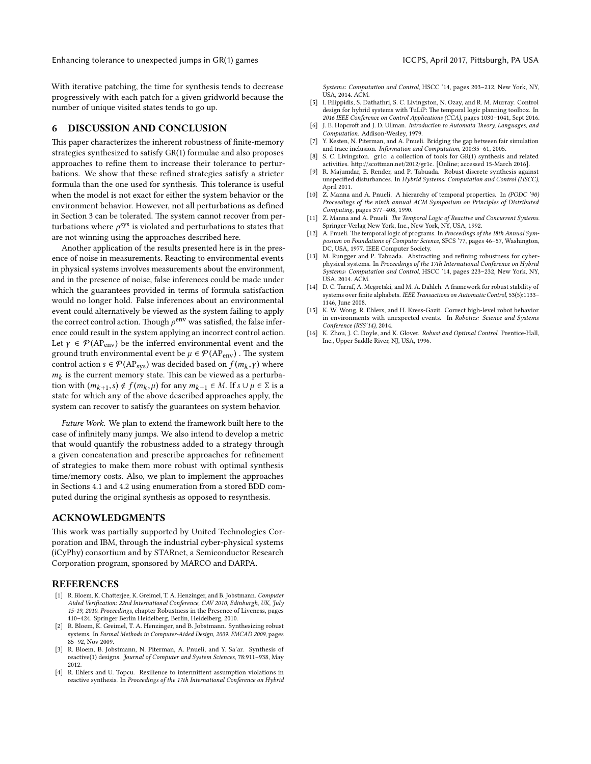With iterative patching, the time for synthesis tends to decrease progressively with each patch for a given gridworld because the number of unique visited states tends to go up.

## 6 DISCUSSION AND CONCLUSION

This paper characterizes the inherent robustness of finite-memory strategies synthesized to satisfy GR(1) formulae and also proposes approaches to refine them to increase their tolerance to perturbations. We show that these refined strategies satisfy a stricter formula than the one used for synthesis. This tolerance is useful when the model is not exact for either the system behavior or the environment behavior. However, not all perturbations as defined in Section 3 can be tolerated. The system cannot recover from perturbations where $\rho^{\text{sys}}$ is violated and perturbations to states that are not winning using the approaches described here.

Another application of the results presented here is in the presence of noise in measurements. Reacting to environmental events in physical systems involves measurements about the environment, and in the presence of noise, false inferences could be made under which the guarantees provided in terms of formula satisfaction would no longer hold. False inferences about an environmental event could alternatively be viewed as the system failing to apply the correct control action. Though $\rho^{\text{env}}$ was satisfied, the false inference could result in the system applying an incorrect control action. Let $\gamma \in \mathcal{P}(\text{AP}_{\text{env}})$ be the inferred environmental event and the ground truth environmental event be $\mu \in \mathcal{P}(\text{AP}_{\text{env}})$ . The system control action $s \in \mathcal{P}(\text{AP}_{\text{sys}})$ was decided based on $f(m_k, \gamma)$ where $m_k$ is the current memory state. This can be viewed as a perturbation with $(m_{k+1}, s) \notin f(m_k, \mu)$ for any $m_{k+1} \in M$. If $s \cup \mu \in \Sigma$ is a state for which any of the above described approaches apply, the system can recover to satisfy the guarantees on system behavior.

*Future Work.* We plan to extend the framework built here to the case of infinitely many jumps. We also intend to develop a metric that would quantify the robustness added to a strategy through a given concatenation and prescribe approaches for refinement of strategies to make them more robust with optimal synthesis time/memory costs. Also, we plan to implement the approaches in Sections 4.1 and 4.2 using enumeration from a stored BDD computed during the original synthesis as opposed to resynthesis.

## ACKNOWLEDGMENTS

This work was partially supported by United Technologies Corporation and IBM, through the industrial cyber-physical systems (iCyPhy) consortium and by STARnet, a Semiconductor Research Corporation program, sponsored by MARCO and DARPA.

## REFERENCES

[1] R. Bloem, K. Chatterjee, K. Greimel, T. A. Henzinger, and B. Jobstmann. *Computer Aided Verification: 22nd International Conference, CAV 2010, Edinburgh, UK, July 15-19, 2010. Proceedings*, chapter Robustness in the Presence of Liveness, pages 410–424. Springer Berlin Heidelberg, Berlin, Heidelberg, 2010.

[2] R. Bloem, K. Greimel, T. A. Henzinger, and B. Jobstmann. Synthesizing robust systems. In *Formal Methods in Computer-Aided Design, 2009. FMCAD 2009*, pages 85–92, Nov 2009.

[3] R. Bloem, B. Jobstmann, N. Piterman, A. Pnueli, and Y. Sa'ar. Synthesis of reactive(1) designs. *Journal of Computer and System Sciences*, 78:911–938, May 2012.

[4] R. Ehlers and U. Topcu. Resilience to intermittent assumption violations in reactive synthesis. In *Proceedings of the 17th International Conference on Hybrid Systems: Computation and Control*, HSCC '14, pages 203–212, New York, NY, USA, 2014. ACM.

[5] I. Filippidis, S. Dathathri, S. C. Livingston, N. Ozay, and R. M. Murray. Control design for hybrid systems with TuLiP: The temporal logic planning toolbox. In *2016 IEEE Conference on Control Applications (CCA)*, pages 1030–1041, Sept 2016.

[6] J. E. Hopcroft and J. D. Ullman. *Introduction to Automata Theory, Languages, and Computation*. Addison-Wesley, 1979.

[7] Y. Kesten, N. Piterman, and A. Pnueli. Bridging the gap between fair simulation and trace inclusion. *Information and Computation*, 200:35–61, 2005.

[8] S. C. Livingston. gr1c: a collection of tools for GR(1) synthesis and related activities. http://scottman.net/2012/gr1c. [Online; accessed 15-March 2016].

[9] R. Majumdar, E. Render, and P. Tabuada. Robust discrete synthesis against unspecified disturbances. In *Hybrid Systems: Computation and Control (HSCC)*, April 2011.

[10] Z. Manna and A. Pnueli. A hierarchy of temporal properties. In *(PODC '90) Proceedings of the ninth annual ACM Symposium on Principles of Distributed Computing*, pages 377–408, 1990.

[11] Z. Manna and A. Pnueli. *The Temporal Logic of Reactive and Concurrent Systems*. Springer-Verlag New York, Inc., New York, NY, USA, 1992.

[12] A. Pnueli. The temporal logic of programs. In *Proceedings of the 18th Annual Symposium on Foundations of Computer Science*, SFCS '77, pages 46–57, Washington, DC, USA, 1977. IEEE Computer Society.

[13] M. Rungger and P. Tabuada. Abstracting and refining robustness for cyber-physical systems. In *Proceedings of the 17th International Conference on Hybrid Systems: Computation and Control*, HSCC '14, pages 223–232, New York, NY, USA, 2014. ACM.

[14] D. C. Tarraf, A. Megretski, and M. A. Dahleh. A framework for robust stability of systems over finite alphabets. *IEEE Transactions on Automatic Control*, 53(5):1133–1146, June 2008.

[15] K. W. Wong, R. Ehlers, and H. Kress-Gazit. Correct high-level robot behavior in environments with unexpected events. In *Robotics: Science and Systems Conference (RSS'14)*, 2014.

[16] K. Zhou, J. C. Doyle, and K. Glover. *Robust and Optimal Control*. Prentice-Hall, Inc., Upper Saddle River, NJ, USA, 1996.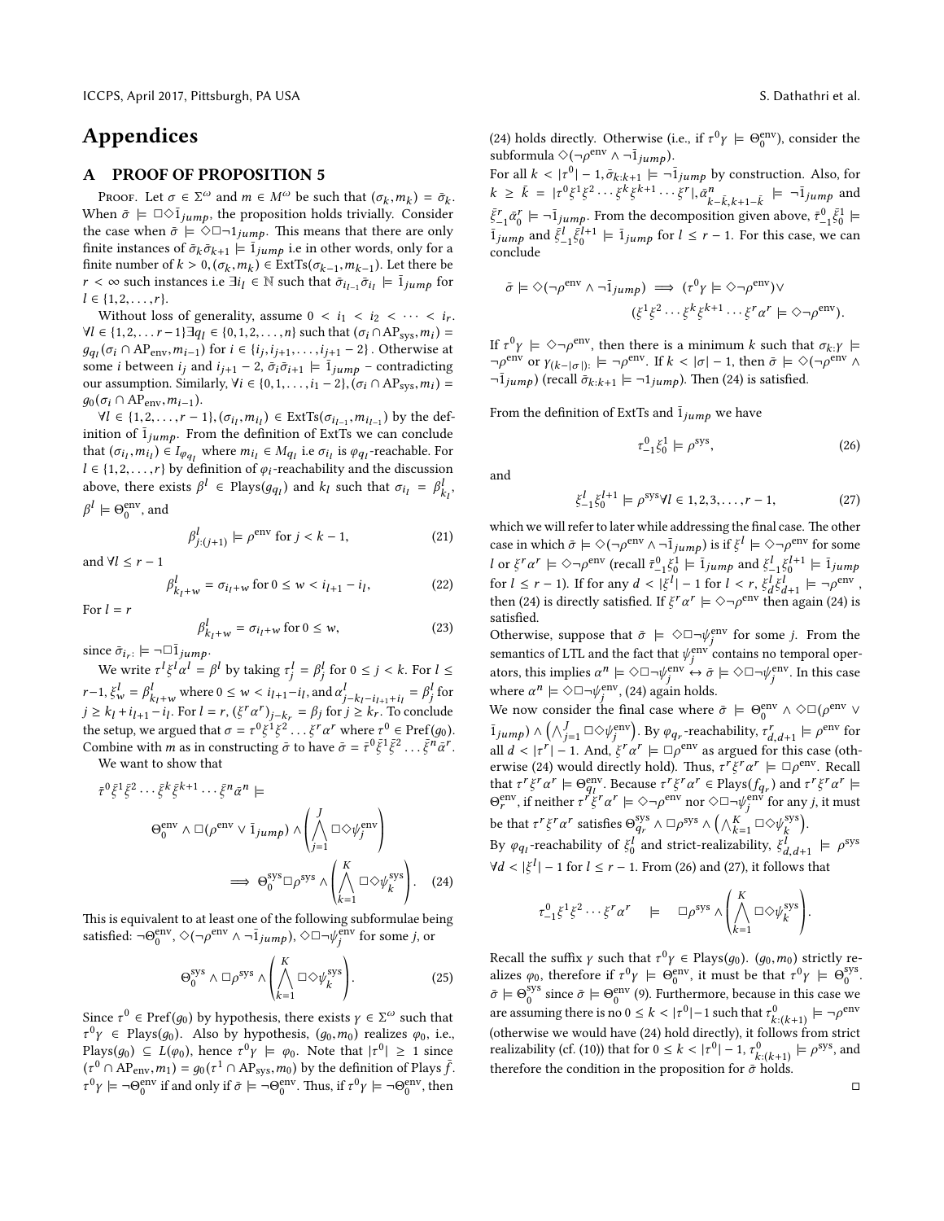# Appendices

## A PROOF OF PROPOSITION 5

Proof. Let $\sigma \in \Sigma^\omega$ and $m \in M^\omega$ be such that $(\sigma_k, m_k) = \bar{\sigma}_k$. When $\bar{\sigma} \models \Box\Diamond \bar{1}_{jump}$, the proposition holds trivially. Consider the case when $\bar{\sigma} \models \Diamond\Box\neg\bar{1}_{jump}$. This means that there are only finite instances of $\bar{\sigma}_k\bar{\sigma}_{k+1} \models \bar{1}_{jump}$ i.e in other words, only for a finite number of $k > 0, (\sigma_k, m_k) \in \text{ExtTs}(\sigma_{k-1}, m_{k-1})$. Let there be $r < \infty$ such instances i.e $\exists i_l \in \mathbb{N}$ such that $\bar{\sigma}_{i_{l-1}}\bar{\sigma}_{i_l} \models \bar{1}_{jump}$ for $l \in \{1, 2, \ldots, r\}$.

Without loss of generality, assume $0 < i_1 < i_2 < \cdots < i_r$. $\forall l \in \{1, 2, \ldots r-1\} \exists q_l \in \{0, 1, 2, \ldots, n\}$ such that $(\sigma_i \cap \text{AP}_{\text{sys}}, m_i) = g_{q_l}(\sigma_i \cap \text{AP}_{\text{env}}, m_{i-1})$ for $i \in \{i_j, i_{j+1}, \ldots, i_{j+1} - 2\}$. Otherwise at some $i$ between $i_j$ and $i_{j+1} - 2$, $\bar{\sigma}_i\bar{\sigma}_{i+1} \models \bar{1}_{jump}$ – contradicting our assumption. Similarly, $\forall i \in \{0, 1, \ldots, i_1 - 2\}, (\sigma_i \cap \text{AP}_{\text{sys}}, m_i) = g_0(\sigma_i \cap \text{AP}_{\text{env}}, m_{i-1})$.

$\forall l \in \{1, 2, \ldots, r-1\}, (\sigma_{i_l}, m_{i_l}) \in \text{ExtTs}(\sigma_{i_{l-1}}, m_{i_{l-1}})$ by the definition of $\bar{1}_{jump}$. From the definition of ExtTs we can conclude that $(\sigma_{i_l}, m_{i_l}) \in I_{\varphi_{q_l}}$ where $m_{i_l} \in M_{q_l}$ i.e $\sigma_{i_l}$ is $\varphi_{q_l}$-reachable. For $l \in \{1, 2, \ldots, r\}$ by definition of $\varphi_i$-reachability and the discussion above, there exists $\beta^l \in \text{Plays}(g_{q_l})$ and $k_l$ such that $\sigma_{i_l} = \beta^l_{k_l}$, $\beta^l \models \Theta_0^{\text{env}}$, and

$$\beta^l_{j:(j+1)} \models \rho^{\text{env}} \text{ for } j < k - 1, \tag{21}$$

and $\forall l \leq r - 1$

$$\beta^l_{k_l + w} = \sigma_{i_l + w} \text{ for } 0 \leq w < i_{l+1} - i_l, \tag{22}$$

For $l = r$

$$\beta^l_{k_l + w} = \sigma_{i_l + w} \text{ for } 0 \leq w, \tag{23}$$

since $\bar{\sigma}_{i_r:} \models \neg\Box\bar{1}_{jump}$.

We write $\tau^l\xi^l\alpha^l = \beta^l$ by taking $\tau^l_j = \beta^l_j$ for $0 \leq j < k$. For $l \leq r-1$, $\xi^l_w = \beta^l_{k_l+w}$ where $0 \leq w < i_{l+1} - i_l$, and $\alpha^l_{j-k_l-i_{l+1}+i_l} = \beta^l_j$ for $j \geq k_l + i_{l+1} - i_l$. For $l = r$, $(\xi^r\alpha^r)_{j-k_r} = \beta_j$ for $j \geq k_r$. To conclude the setup, we argued that $\sigma = \tau^0\xi^1\xi^2 \ldots \xi^r\alpha^r$ where $\tau^0 \in \text{Pref}(g_0)$. Combine with $m$ as in constructing $\bar{\sigma}$ to have $\bar{\sigma} = \bar{\tau}^0\bar{\xi}^1\bar{\xi}^2 \ldots \bar{\xi}^n\bar{\alpha}^r$.

We want to show that

$$\bar{\tau}^0\bar{\xi}^1\bar{\xi}^2 \cdots \bar{\xi}^k\bar{\xi}^{k+1} \cdots \bar{\xi}^n\bar{\alpha}^n \models \Theta_0^{\text{env}} \wedge \Box(\rho^{\text{env}} \vee \bar{1}_{jump}) \wedge \left(\bigwedge_{j=1}^{J} \Box\Diamond\psi_j^{\text{env}}\right) \implies \Theta_0^{\text{sys}}\Box\rho^{\text{sys}} \wedge \left(\bigwedge_{k=1}^{K} \Box\Diamond\psi_k^{\text{sys}}\right). \tag{24}$$

This is equivalent to at least one of the following subformulae being satisfied: $\neg\Theta_0^{\text{env}}$, $\Diamond(\neg\rho^{\text{env}} \wedge \neg\bar{1}_{jump})$, $\Diamond\Box\neg\psi_j^{\text{env}}$ for some $j$, or

$$\Theta_0^{\text{sys}} \wedge \Box\rho^{\text{sys}} \wedge \left(\bigwedge_{k=1}^{K} \Box\Diamond\psi_k^{\text{sys}}\right). \tag{25}$$

Since $\tau^0 \in \text{Pref}(g_0)$ by hypothesis, there exists $\gamma \in \Sigma^\omega$ such that $\tau^0\gamma \in \text{Plays}(g_0)$. Also by hypothesis, $(g_0, m_0)$ realizes $\varphi_0$, i.e., $\text{Plays}(g_0) \subseteq L(\varphi_0)$, hence $\tau^0\gamma \models \varphi_0$. Note that $|\tau^0| \geq 1$ since $(\tau^0 \cap \text{AP}_{\text{env}}, m_1) = g_0(\tau^1 \cap \text{AP}_{\text{sys}}, m_0)$ by the definition of Plays $\bar{f}$. $\tau^0\gamma \models \neg\Theta_0^{\text{env}}$ if and only if $\bar{\sigma} \models \neg\Theta_0^{\text{env}}$. Thus, if $\tau^0\gamma \models \neg\Theta_0^{\text{env}}$, then (24) holds directly. Otherwise (i.e., if $\tau^0\gamma \models \Theta_0^{\text{env}}$), consider the subformula $\Diamond(\neg\rho^{\text{env}} \wedge \neg\bar{1}_{jump})$.

For all $k < |\tau^0| - 1, \bar{\sigma}_{k:k+1} \models \neg\bar{1}_{jump}$ by construction. Also, for $k \geq \bar{k} = |\tau^0\xi^1\xi^2 \cdots \xi^k\xi^{k+1} \cdots \xi^r|, \bar{\alpha}^n_{k-\bar{k},k+1-\bar{k}} \models \neg\bar{1}_{jump}$ and $\bar{\xi}^r_{-1}\bar{\alpha}^r_0 \models \neg\bar{1}_{jump}$. From the decomposition given above, $\bar{\tau}^0_{-1}\bar{\xi}^1_0 \models \bar{1}_{jump}$ and $\bar{\xi}^l_{-1}\bar{\xi}^{l+1}_0 \models \bar{1}_{jump}$ for $l \leq r - 1$. For this case, we can conclude

$$\bar{\sigma} \models \Diamond(\neg\rho^{\text{env}} \wedge \neg\bar{1}_{jump}) \implies (\tau^0\gamma \models \Diamond\neg\rho^{\text{env}}) \vee (\xi^1\xi^2 \cdots \xi^k\xi^{k+1} \cdots \xi^r\alpha^r \models \Diamond\neg\rho^{\text{env}}).$$

If $\tau^0\gamma \models \Diamond\neg\rho^{\text{env}}$, then there is a minimum $k$ such that $\sigma_{k:\gamma} \models \neg\rho^{\text{env}}$ or $\gamma_{(k-|\sigma|):} \models \neg\rho^{\text{env}}$. If $k < |\sigma| - 1$, then $\bar{\sigma} \models \Diamond(\neg\rho^{\text{env}} \wedge \neg\bar{1}_{jump})$ (recall $\bar{\sigma}_{k:k+1} \models \neg 1_{jump}$). Then (24) is satisfied.

From the definition of ExtTs and $\bar{1}_{jump}$ we have

$$\tau^0_{-1}\xi^1_0 \models \rho^{\text{sys}}, \tag{26}$$

and

$$\xi^l_{-1}\xi^{l+1}_0 \models \rho^{\text{sys}} \forall l \in 1, 2, 3, \ldots, r - 1, \tag{27}$$

which we will refer to later while addressing the final case. The other case in which $\bar{\sigma} \models \Diamond(\neg\rho^{\text{env}} \wedge \neg\bar{1}_{jump})$ is if $\xi^l \models \Diamond\neg\rho^{\text{env}}$ for some $l$ or $\xi^r\alpha^r \models \Diamond\neg\rho^{\text{env}}$ (recall $\bar{\tau}^0_{-1}\bar{\xi}^1_0 \models \bar{1}_{jump}$ and $\bar{\xi}^l_{-1}\bar{\xi}^{l+1}_0 \models \bar{1}_{jump}$ for $l \leq r - 1$). If for any $d < |\xi^l| - 1$ for $l < r$, $\xi^l_d\xi^l_{d+1} \models \neg\rho^{\text{env}}$, then (24) is directly satisfied. If $\xi^r\alpha^r \models \Diamond\neg\rho^{\text{env}}$ then again (24) is satisfied.

Otherwise, suppose that $\bar{\sigma} \models \Diamond\Box\neg\psi_j^{\text{env}}$ for some $j$. From the semantics of LTL and the fact that $\psi_j^{\text{env}}$ contains no temporal operators, this implies $\alpha^n \models \Diamond\Box\neg\psi_j^{\text{env}} \leftrightarrow \bar{\sigma} \models \Diamond\Box\neg\psi_j^{\text{env}}$. In this case where $\alpha^n \models \Diamond\Box\neg\psi_j^{\text{env}}$, (24) again holds.

We now consider the final case where $\bar{\sigma} \models \Theta_0^{\text{env}} \wedge \Diamond\Box(\rho^{\text{env}} \vee \bar{1}_{jump}) \wedge \left(\bigwedge_{j=1}^{J} \Box\Diamond\psi_j^{\text{env}}\right)$. By $\varphi_{q_r}$-reachability, $\tau^r_{d,d+1} \models \rho^{\text{env}}$ for all $d < |\tau^r| - 1$. And, $\xi^r\alpha^r \models \Box\rho^{\text{env}}$ as argued for this case (otherwise (24) would directly hold). Thus, $\tau^r\xi^r\alpha^r \models \Box\rho^{\text{env}}$. Recall that $\tau^r\xi^r\alpha^r \models \Theta_{q_l}^{\text{env}}$. Because $\tau^r\xi^r\alpha^r \in \text{Plays}(f_{q_r})$ and $\tau^r\xi^r\alpha^r \models \Theta_r^{\text{env}}$, if neither $\tau^r\xi^r\alpha^r \models \Diamond\neg\rho^{\text{env}}$ nor $\Diamond\Box\neg\psi_j^{\text{env}}$ for any $j$, it must be that $\tau^r\xi^r\alpha^r$ satisfies $\Theta_{q_r}^{\text{sys}} \wedge \Box\rho^{\text{sys}} \wedge \left(\bigwedge_{k=1}^{K} \Box\Diamond\psi_k^{\text{sys}}\right)$.

By $\varphi_{q_l}$-reachability of $\xi^l_0$ and strict-realizability, $\xi^l_{d,d+1} \models \rho^{\text{sys}}$ $\forall d < |\xi^l| - 1$ for $l \leq r - 1$. From (26) and (27), it follows that

$$\tau^0_{-1}\xi^1\xi^2 \cdots \xi^r\alpha^r \quad \models \quad \Box\rho^{\text{sys}} \wedge \left(\bigwedge_{k=1}^{K} \Box\Diamond\psi_k^{\text{sys}}\right).$$

Recall the suffix $\gamma$ such that $\tau^0\gamma \in \text{Plays}(g_0)$. $(g_0, m_0)$ strictly realizes $\varphi_0$, therefore if $\tau^0\gamma \models \Theta_0^{\text{env}}$, it must be that $\tau^0\gamma \models \Theta_0^{\text{sys}}$. $\bar{\sigma} \models \Theta_0^{\text{sys}}$ since $\bar{\sigma} \models \Theta_0^{\text{env}}$ (9). Furthermore, because in this case we are assuming there is no $0 \leq k < |\tau^0| - 1$ such that $\tau^0_{k:(k+1)} \models \neg\rho^{\text{env}}$ (otherwise we would have (24) hold directly), it follows from strict realizability (cf. (10)) that for $0 \leq k < |\tau^0| - 1$, $\tau^0_{k:(k+1)} \models \rho^{\text{sys}}$, and therefore the condition in the proposition for $\bar{\sigma}$ holds.

□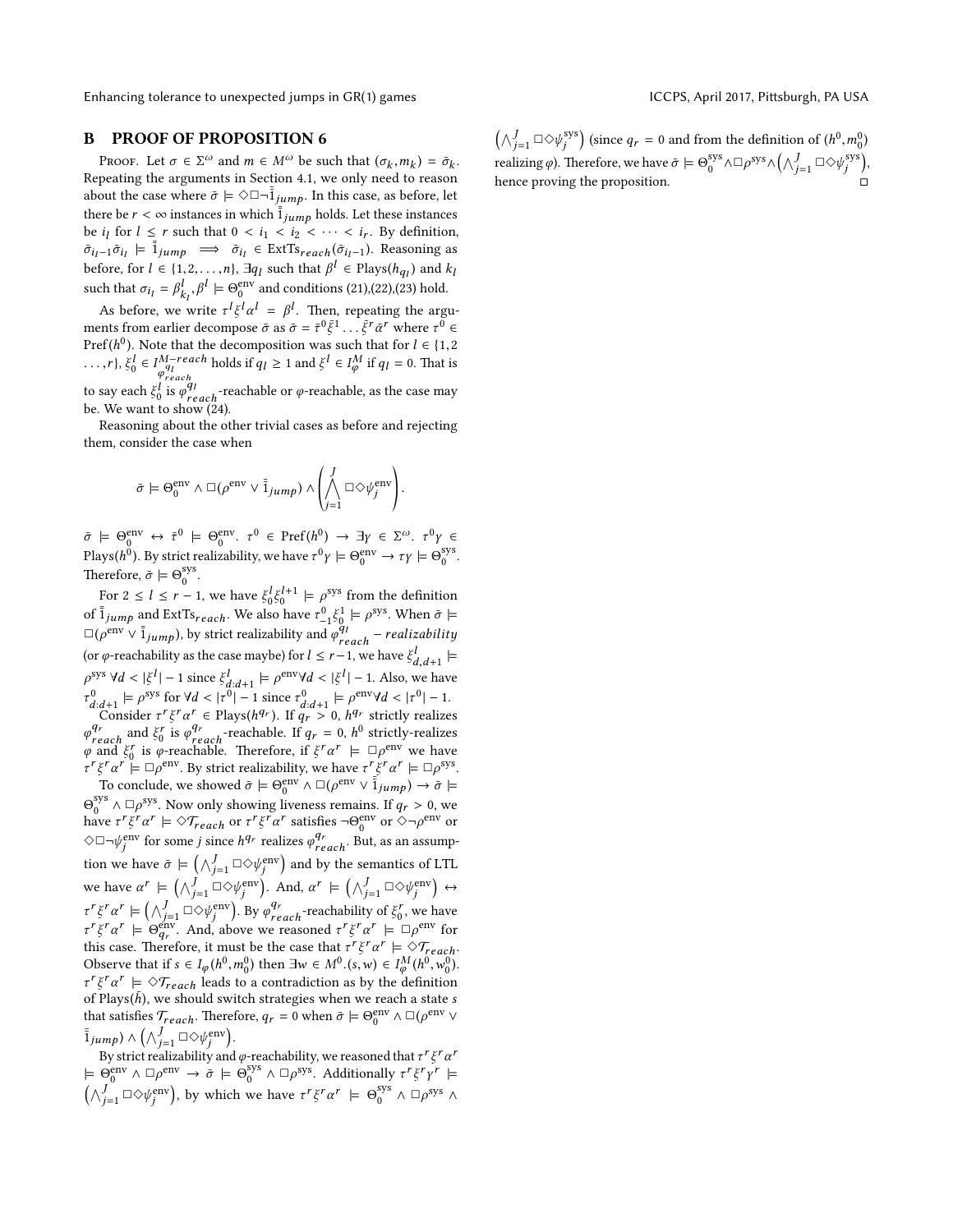## B PROOF OF PROPOSITION 6

Proof. Let $\sigma \in \Sigma^\omega$ and $m \in M^\omega$ be such that $(\sigma_k, m_k) = \bar{\sigma}_k$. Repeating the arguments in Section 4.1, we only need to reason about the case where $\bar{\sigma} \models \Diamond\Box\neg\bar{\bar{1}}_{jump}$. In this case, as before, let there be $r < \infty$ instances in which $\bar{\bar{1}}_{jump}$ holds. Let these instances be $i_l$ for $l \leq r$ such that $0 < i_1 < i_2 < \cdots < i_r$. By definition, $\bar{\sigma}_{i_l-1}\bar{\sigma}_{i_l} \models \bar{\bar{1}}_{jump} \implies \bar{\sigma}_{i_l} \in \text{ExtTs}_{reach}(\bar{\sigma}_{i_l-1})$. Reasoning as before, for $l \in \{1, 2, \ldots, n\}$, $\exists q_l$ such that $\beta^l \in \text{Plays}(h_{q_l})$ and $k_l$ such that $\sigma_{i_l} = \beta^l_{k_l}, \beta^l \models \Theta_0^{\text{env}}$ and conditions (21),(22),(23) hold.

As before, we write $\tau^l\xi^l\alpha^l = \beta^l$. Then, repeating the arguments from earlier decompose $\bar{\sigma}$ as $\bar{\sigma} = \bar{\tau}^0\bar{\xi}^1 \ldots \bar{\xi}^r\bar{\alpha}^r$ where $\tau^0 \in \text{Pref}(h^0)$. Note that the decomposition was such that for $l \in \{1, 2, \ldots, r\}$, $\xi_0^l \in I^{M-reach}_{\varphi^{q_l}_{reach}}$ holds if $q_l \geq 1$ and $\xi^l \in I^M_\varphi$ if $q_l = 0$. That is to say each $\xi_0^l$ is $\varphi^{q_l}_{reach}$-reachable or $\varphi$-reachable, as the case may be. We want to show (24).

Reasoning about the other trivial cases as before and rejecting them, consider the case when

$$\bar{\sigma} \models \Theta_0^{\text{env}} \wedge \Box(\rho^{\text{env}} \vee \bar{\bar{1}}_{jump}) \wedge \left(\bigwedge_{j=1}^{J} \Box\Diamond\psi_j^{\text{env}}\right).$$

$\bar{\sigma} \models \Theta_0^{\text{env}} \leftrightarrow \bar{\tau}^0 \models \Theta_0^{\text{env}}$. $\tau^0 \in \text{Pref}(h^0) \rightarrow \exists\gamma \in \Sigma^\omega$. $\tau^0\gamma \in \text{Plays}(h^0)$. By strict realizability, we have $\tau^0\gamma \models \Theta_0^{\text{env}} \rightarrow \tau\gamma \models \Theta_0^{\text{sys}}$. Therefore, $\bar{\sigma} \models \Theta_0^{\text{sys}}$.

For $2 \leq l \leq r-1$, we have $\xi_0^l\xi_0^{l+1} \models \rho^{\text{sys}}$ from the definition of $\bar{\bar{1}}_{jump}$ and $\text{ExtTs}_{reach}$. We also have $\tau^0_{-1}\xi_0^1 \models \rho^{\text{sys}}$. When $\bar{\sigma} \models \Box(\rho^{\text{env}} \vee \bar{\bar{1}}_{jump})$, by strict realizability and $\varphi^{q_l}_{reach} - realizability$ (or $\varphi$-reachability as the case maybe) for $l \leq r-1$, we have $\xi^l_{d,d+1} \models \rho^{\text{sys}}\ \forall d < |\xi^l| - 1$ since $\xi^l_{d:d+1} \models \rho^{\text{env}} \forall d < |\xi^l| - 1$. Also, we have $\tau^0_{d:d+1} \models \rho^{\text{sys}}$ for $\forall d < |\tau^0| - 1$ since $\tau^0_{d:d+1} \models \rho^{\text{env}} \forall d < |\tau^0| - 1$.

Consider $\tau^r\xi^r\alpha^r \in \text{Plays}(h^{q_r})$. If $q_r > 0$, $h^{q_r}$ strictly realizes $\varphi^{q_r}_{reach}$ and $\xi_0^r$ is $\varphi^{q_r}_{reach}$-reachable. If $q_r = 0$, $h^0$ strictly-realizes $\varphi$ and $\xi_0^r$ is $\varphi$-reachable. Therefore, if $\xi^r\alpha^r \models \Box\rho^{\text{env}}$ we have $\tau^r\xi^r\alpha^r \models \Box\rho^{\text{env}}$. By strict realizability, we have $\tau^r\xi^r\alpha^r \models \Box\rho^{\text{sys}}$.

To conclude, we showed $\bar{\sigma} \models \Theta_0^{\text{env}} \wedge \Box(\rho^{\text{env}} \vee \bar{\bar{1}}_{jump}) \rightarrow \bar{\sigma} \models \Theta_0^{\text{sys}} \wedge \Box\rho^{\text{sys}}$. Now only showing liveness remains. If $q_r > 0$, we have $\tau^r\xi^r\alpha^r \models \Diamond\mathcal{T}_{reach}$ or $\tau^r\xi^r\alpha^r$ satisfies $\neg\Theta_0^{\text{env}}$ or $\Diamond\neg\rho^{\text{env}}$ or $\Diamond\Box\neg\psi_j^{\text{env}}$ for some $j$ since $h^{q_r}$ realizes $\varphi^{q_r}_{reach}$. But, as an assumption we have $\bar{\sigma} \models \left(\bigwedge_{j=1}^{J} \Box\Diamond\psi_j^{\text{env}}\right)$ and by the semantics of LTL we have $\alpha^r \models \left(\bigwedge_{j=1}^{J} \Box\Diamond\psi_j^{\text{env}}\right)$. And, $\alpha^r \models \left(\bigwedge_{j=1}^{J} \Box\Diamond\psi_j^{\text{env}}\right) \leftrightarrow \tau^r\xi^r\alpha^r \models \left(\bigwedge_{j=1}^{J} \Box\Diamond\psi_j^{\text{env}}\right)$. By $\varphi^{q_r}_{reach}$-reachability of $\xi_0^r$, we have $\tau^r\xi^r\alpha^r \models \Theta_{q_r}^{\text{env}}$. And, above we reasoned $\tau^r\xi^r\alpha^r \models \Box\rho^{\text{env}}$ for this case. Therefore, it must be the case that $\tau^r\xi^r\alpha^r \models \Diamond\mathcal{T}_{reach}$. Observe that if $s \in I_\varphi(h^0, m_0^0)$ then $\exists w \in M^0.(s, w) \in I_\varphi^M(h^0, w_0^0)$. $\tau^r\xi^r\alpha^r \models \Diamond\mathcal{T}_{reach}$ leads to a contradiction as by the definition of $\text{Plays}(\bar{h})$, we should switch strategies when we reach a state $s$ that satisfies $\mathcal{T}_{reach}$. Therefore, $q_r = 0$ when $\bar{\sigma} \models \Theta_0^{\text{env}} \wedge \Box(\rho^{\text{env}} \vee \bar{\bar{1}}_{jump}) \wedge \left(\bigwedge_{j=1}^{J} \Box\Diamond\psi_j^{\text{env}}\right)$.

By strict realizability and $\varphi$-reachability, we reasoned that $\tau^r\xi^r\alpha^r \models \Theta_0^{\text{env}} \wedge \Box\rho^{\text{env}} \rightarrow \bar{\sigma} \models \Theta_0^{\text{sys}} \wedge \Box\rho^{\text{sys}}$. Additionally $\tau^r\xi^r\gamma^r \models \left(\bigwedge_{j=1}^{J} \Box\Diamond\psi_j^{\text{env}}\right)$, by which we have $\tau^r\xi^r\alpha^r \models \Theta_0^{\text{sys}} \wedge \Box\rho^{\text{sys}} \wedge \left(\bigwedge_{j=1}^{J} \Box\Diamond\psi_j^{\text{sys}}\right)$ (since $q_r = 0$ and from the definition of $(h^0, m_0^0)$ realizing $\varphi$). Therefore, we have $\bar{\sigma} \models \Theta_0^{\text{sys}} \wedge \Box\rho^{\text{sys}} \wedge \left(\bigwedge_{j=1}^{J} \Box\Diamond\psi_j^{\text{sys}}\right)$, hence proving the proposition. □